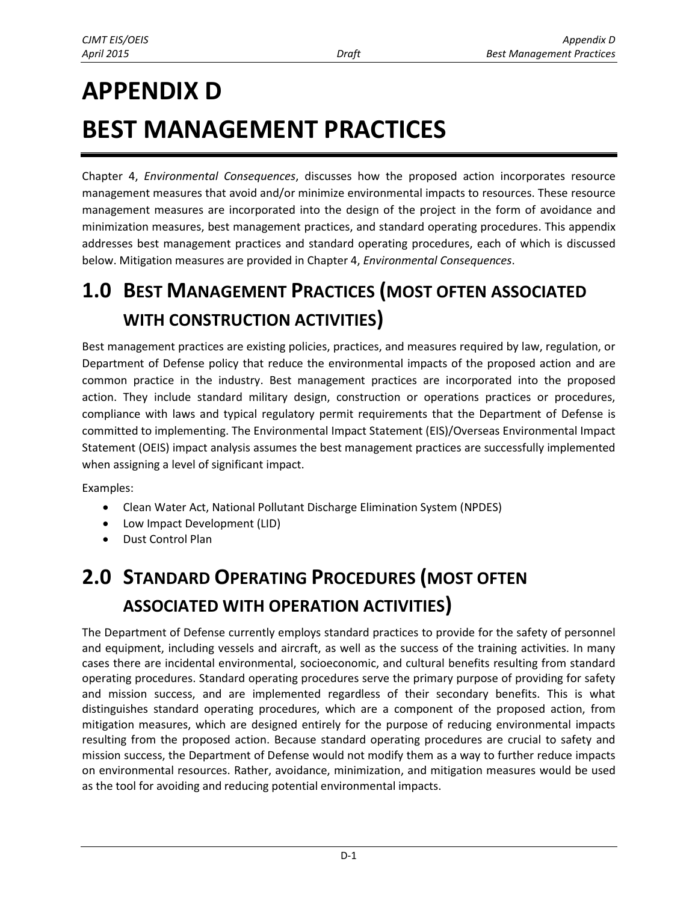# APPENDIX D

# BEST MANAGEMENT PRACTICES

Chapter 4, *Environmental Consequences*, discusses how the proposed action incorporates resource management measures that avoid and/or minimize environmental impacts to resources. These resource management measures are incorporated into the design of the project in the form of avoidance and minimization measures, best management practices, and standard operating procedures. This appendix addresses best management practices and standard operating procedures, each of which is discussed below. Mitigation measures are provided in Chapter 4, *Environmental Consequences*.

## 1.0 BEST MANAGEMENT PRACTICES (MOST OFTEN ASSOCIATED WITH CONSTRUCTION ACTIVITIES)

Best management practices are existing policies, practices, and measures required by law, regulation, or Department of Defense policy that reduce the environmental impacts of the proposed action and are common practice in the industry. Best management practices are incorporated into the proposed action. They include standard military design, construction or operations practices or procedures, compliance with laws and typical regulatory permit requirements that the Department of Defense is committed to implementing. The Environmental Impact Statement (EIS)/Overseas Environmental Impact Statement (OEIS) impact analysis assumes the best management practices are successfully implemented when assigning a level of significant impact.

Examples:

- Clean Water Act, National Pollutant Discharge Elimination System (NPDES)
- Low Impact Development (LID)
- Dust Control Plan

## 2.0 STANDARD OPERATING PROCEDURES (MOST OFTEN ASSOCIATED WITH OPERATION ACTIVITIES)

The Department of Defense currently employs standard practices to provide for the safety of personnel and equipment, including vessels and aircraft, as well as the success of the training activities. In many cases there are incidental environmental, socioeconomic, and cultural benefits resulting from standard operating procedures. Standard operating procedures serve the primary purpose of providing for safety and mission success, and are implemented regardless of their secondary benefits. This is what distinguishes standard operating procedures, which are a component of the proposed action, from mitigation measures, which are designed entirely for the purpose of reducing environmental impacts resulting from the proposed action. Because standard operating procedures are crucial to safety and mission success, the Department of Defense would not modify them as a way to further reduce impacts on environmental resources. Rather, avoidance, minimization, and mitigation measures would be used as the tool for avoiding and reducing potential environmental impacts.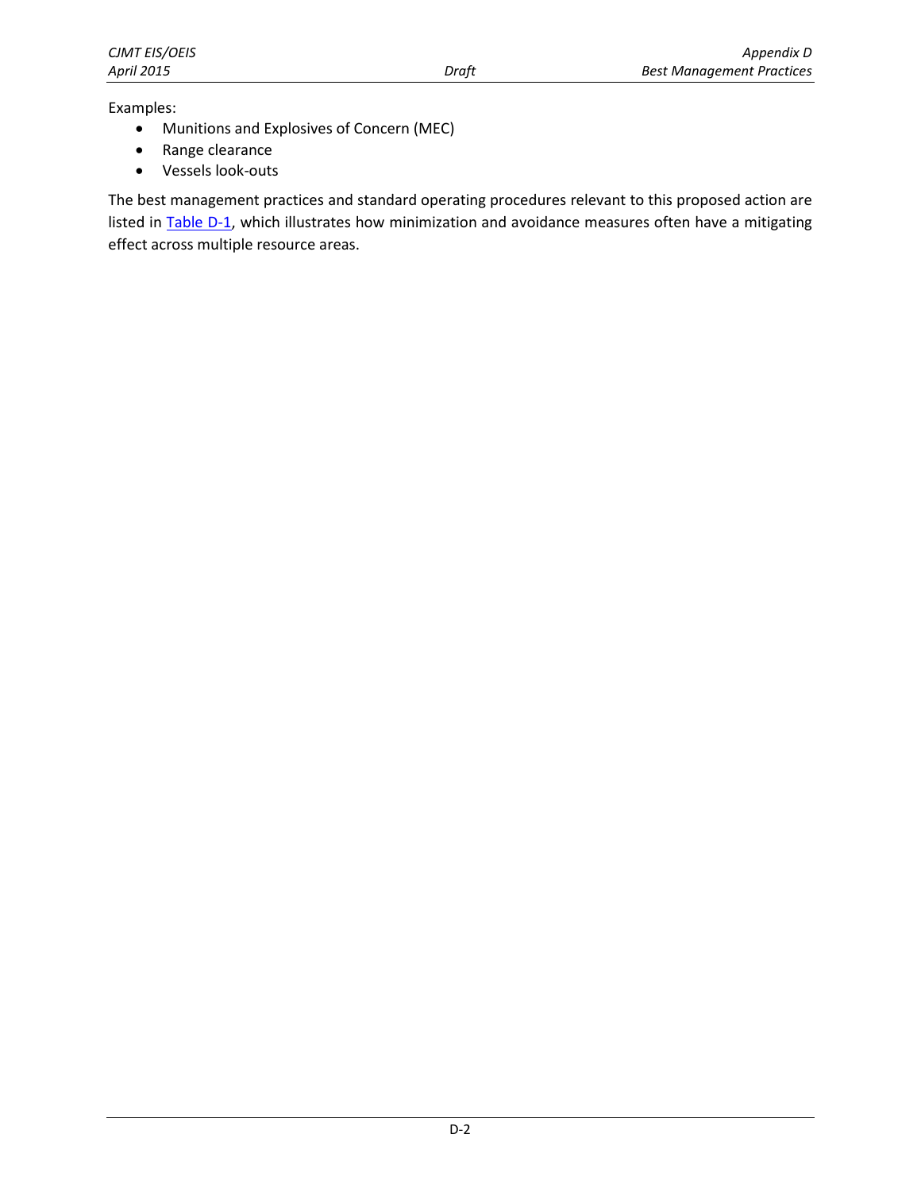Examples:

- Munitions and Explosives of Concern (MEC)
- Range clearance
- Vessels look-outs

The best management practices and standard operating procedures relevant to this proposed action are listed in Table D-1, which illustrates how minimization and avoidance measures often have a mitigating effect across multiple resource areas.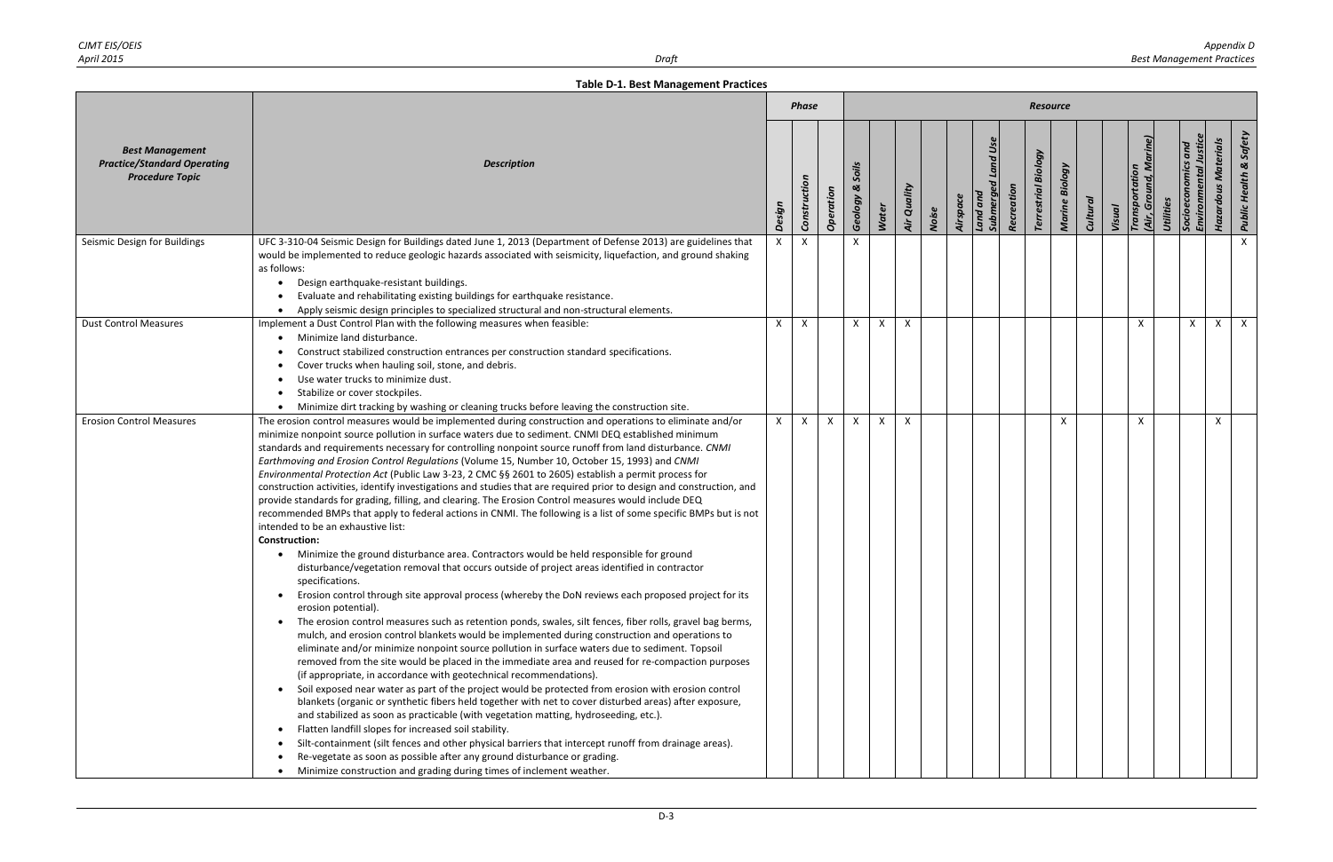**Table D-1. Best Management Practices**

| Best Management Practice/Standard Operating Procedure Topic | Description | Phase | | | Resource | | | | | | | | | | | | | | | | |
|---|---|---|---|---|---|---|---|---|---|---|---|---|---|---|---|---|---|---|---|---|---|
| | | Design | Construction | Operation | Geology & Soils | Water | Air Quality | Noise | Airspace | Land and Submerged Land Use | Recreation | Terrestrial Biology | Marine Biology | Cultural | Visual | Transportation (Air, Ground, Marine) | Utilities | Socioeconomics and Environmental Justice | Hazardous Materials | Public Health & Safety |
| Seismic Design for Buildings | UFC 3-310-04 Seismic Design for Buildings dated June 1, 2013 (Department of Defense 2013) are guidelines that would be implemented to reduce geologic hazards associated with seismicity, liquefaction, and ground shaking as follows:<br>• Design earthquake-resistant buildings.<br>• Evaluate and rehabilitating existing buildings for earthquake resistance.<br>• Apply seismic design principles to specialized structural and non-structural elements. | X | X | | X | | | | | | | | | | | | | | | X |
| Dust Control Measures | Implement a Dust Control Plan with the following measures when feasible:<br>• Minimize land disturbance.<br>• Construct stabilized construction entrances per construction standard specifications.<br>• Cover trucks when hauling soil, stone, and debris.<br>• Use water trucks to minimize dust.<br>• Stabilize or cover stockpiles.<br>• Minimize dirt tracking by washing or cleaning trucks before leaving the construction site. | X | X | | X | X | X | | | | | | | | | X | | X | X | X |
| Erosion Control Measures | The erosion control measures would be implemented during construction and operations to eliminate and/or minimize nonpoint source pollution in surface waters due to sediment. CNMI DEQ established minimum standards and requirements necessary for controlling nonpoint source runoff from land disturbance. *CNMI Earthmoving and Erosion Control Regulations* (Volume 15, Number 10, October 15, 1993) and *CNMI Environmental Protection Act* (Public Law 3-23, 2 CMC §§ 2601 to 2605) establish a permit process for construction activities, identify investigations and studies that are required prior to design and construction, and provide standards for grading, filling, and clearing. The Erosion Control measures would include DEQ recommended BMPs that apply to federal actions in CNMI. The following is a list of some specific BMPs but is not intended to be an exhaustive list:<br>**Construction:**<br>• Minimize the ground disturbance area. Contractors would be held responsible for ground disturbance/vegetation removal that occurs outside of project areas identified in contractor specifications.<br>• Erosion control through site approval process (whereby the DoN reviews each proposed project for its erosion potential).<br>• The erosion control measures such as retention ponds, swales, silt fences, fiber rolls, gravel bag berms, mulch, and erosion control blankets would be implemented during construction and operations to eliminate and/or minimize nonpoint source pollution in surface waters due to sediment. Topsoil removed from the site would be placed in the immediate area and reused for re-compaction purposes (if appropriate, in accordance with geotechnical recommendations).<br>• Soil exposed near water as part of the project would be protected from erosion with erosion control blankets (organic or synthetic fibers held together with net to cover disturbed areas) after exposure, and stabilized as soon as practicable (with vegetation matting, hydroseeding, etc.).<br>• Flatten landfill slopes for increased soil stability.<br>• Silt-containment (silt fences and other physical barriers that intercept runoff from drainage areas).<br>• Re-vegetate as soon as possible after any ground disturbance or grading.<br>• Minimize construction and grading during times of inclement weather. | X | X | X | X | X | X | | | | | | X | | | X | | | X | |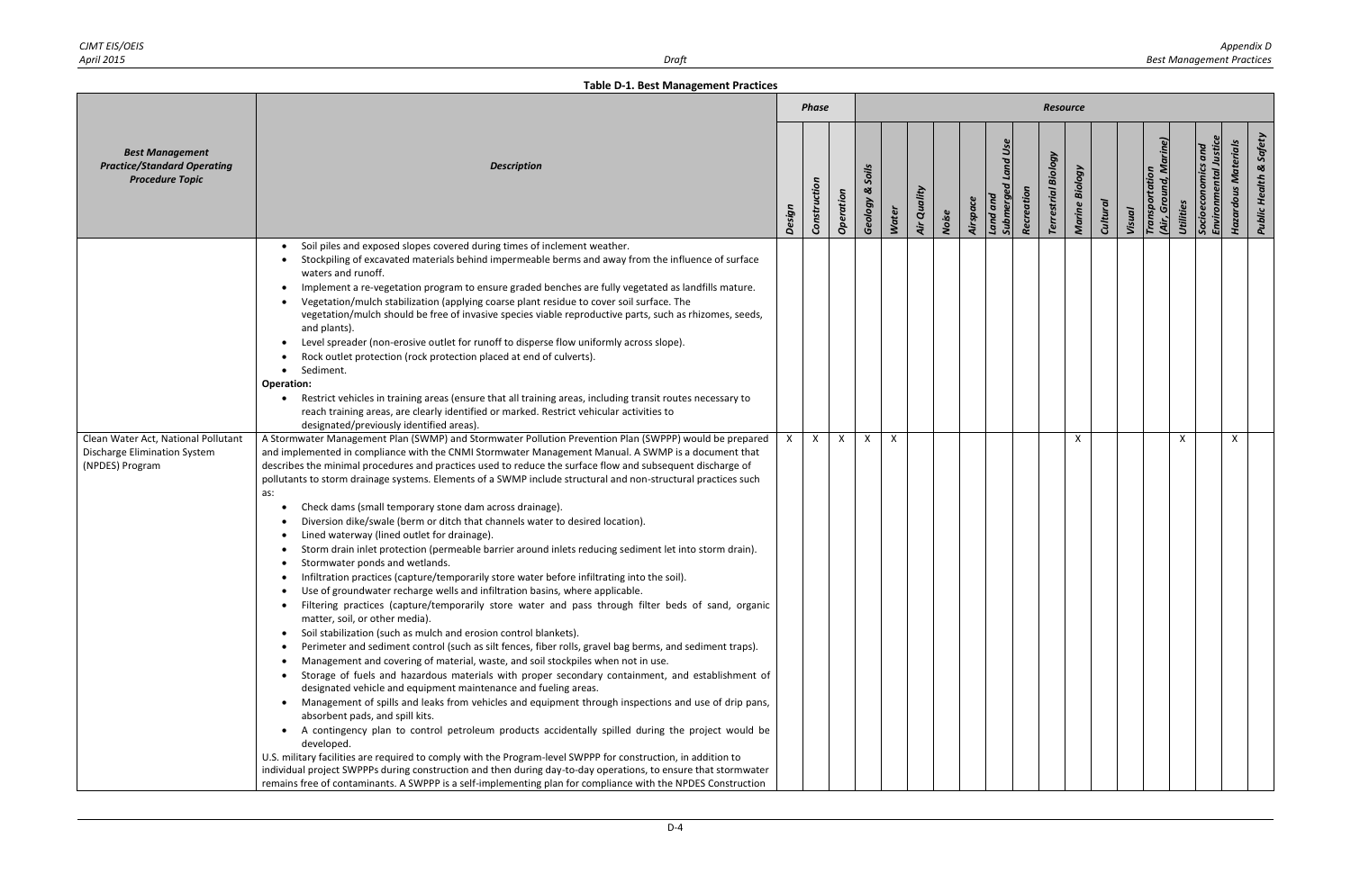**Table D-1. Best Management Practices**

| Best Management Practice/Standard Operating Procedure Topic | Description | Phase | | | Resource | | | | | | | | | | | | | | | | | |
|---|---|---|---|---|---|---|---|---|---|---|---|---|---|---|---|---|---|---|---|---|---|---|
| | | Design | Construction | Operation | Geology & Soils | Water | Air Quality | Noise | Airspace | Land and Submerged Land Use | Recreation | Terrestrial Biology | Marine Biology | Cultural | Visual | Transportation (Air, Ground, Marine) | Utilities | Socioeconomics and Environmental Justice | Hazardous Materials | Public Health & Safety |
| | • Soil piles and exposed slopes covered during times of inclement weather.<br>• Stockpiling of excavated materials behind impermeable berms and away from the influence of surface waters and runoff.<br>• Implement a re-vegetation program to ensure graded benches are fully vegetated as landfills mature.<br>• Vegetation/mulch stabilization (applying coarse plant residue to cover soil surface. The vegetation/mulch should be free of invasive species viable reproductive parts, such as rhizomes, seeds, and plants).<br>• Level spreader (non-erosive outlet for runoff to disperse flow uniformly across slope).<br>• Rock outlet protection (rock protection placed at end of culverts).<br>• Sediment.<br>**Operation:**<br>• Restrict vehicles in training areas (ensure that all training areas, including transit routes necessary to reach training areas, are clearly identified or marked. Restrict vehicular activities to designated/previously identified areas). | | | | | | | | | | | | | | | | | | | |
| Clean Water Act, National Pollutant Discharge Elimination System (NPDES) Program | A Stormwater Management Plan (SWMP) and Stormwater Pollution Prevention Plan (SWPPP) would be prepared and implemented in compliance with the CNMI Stormwater Management Manual. A SWMP is a document that describes the minimal procedures and practices used to reduce the surface flow and subsequent discharge of pollutants to storm drainage systems. Elements of a SWMP include structural and non-structural practices such as:<br>• Check dams (small temporary stone dam across drainage).<br>• Diversion dike/swale (berm or ditch that channels water to desired location).<br>• Lined waterway (lined outlet for drainage).<br>• Storm drain inlet protection (permeable barrier around inlets reducing sediment let into storm drain).<br>• Stormwater ponds and wetlands.<br>• Infiltration practices (capture/temporarily store water before infiltrating into the soil).<br>• Use of groundwater recharge wells and infiltration basins, where applicable.<br>• Filtering practices (capture/temporarily store water and pass through filter beds of sand, organic matter, soil, or other media).<br>• Soil stabilization (such as mulch and erosion control blankets).<br>• Perimeter and sediment control (such as silt fences, fiber rolls, gravel bag berms, and sediment traps).<br>• Management and covering of material, waste, and soil stockpiles when not in use.<br>• Storage of fuels and hazardous materials with proper secondary containment, and establishment of designated vehicle and equipment maintenance and fueling areas.<br>• Management of spills and leaks from vehicles and equipment through inspections and use of drip pans, absorbent pads, and spill kits.<br>• A contingency plan to control petroleum products accidentally spilled during the project would be developed.<br>U.S. military facilities are required to comply with the Program-level SWPPP for construction, in addition to individual project SWPPPs during construction and then during day-to-day operations, to ensure that stormwater remains free of contaminants. A SWPPP is a self-implementing plan for compliance with the NPDES Construction | X | X | X | X | X | | | | | | | X | | | | X | | X | |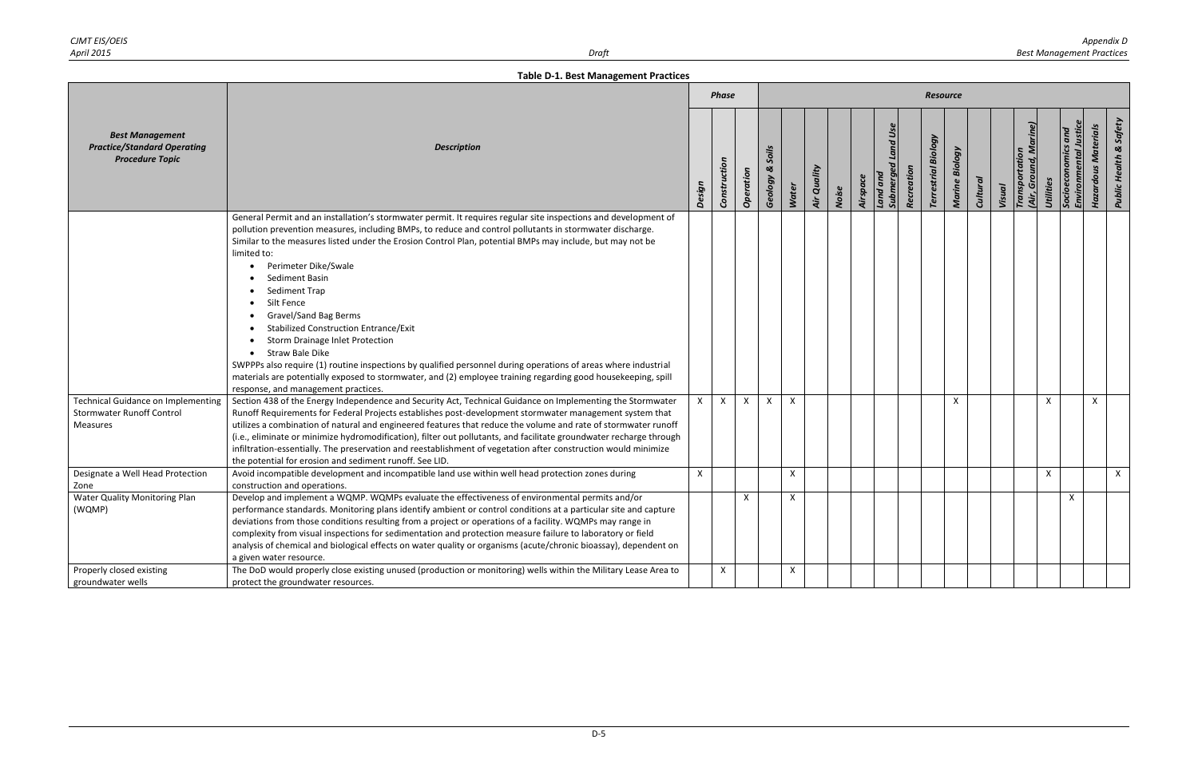**Table D-1. Best Management Practices**

| Best Management Practice/Standard Operating Procedure Topic | Description | Phase | | | Resource | | | | | | | | | | | | | | | | |
|---|---|---|---|---|---|---|---|---|---|---|---|---|---|---|---|---|---|---|---|---|---|
| | | Design | Construction | Operation | Geology & Soils | Water | Air Quality | Noise | Airspace | Land and Submerged Land Use | Recreation | Terrestrial Biology | Marine Biology | Cultural | Visual | Transportation (Air, Ground, Marine) | Utilities | Socioeconomics and Environmental Justice | Hazardous Materials | Public Health & Safety |
| | General Permit and an installation's stormwater permit. It requires regular site inspections and development of pollution prevention measures, including BMPs, to reduce and control pollutants in stormwater discharge. Similar to the measures listed under the Erosion Control Plan, potential BMPs may include, but may not be limited to:<br>• Perimeter Dike/Swale<br>• Sediment Basin<br>• Sediment Trap<br>• Silt Fence<br>• Gravel/Sand Bag Berms<br>• Stabilized Construction Entrance/Exit<br>• Storm Drainage Inlet Protection<br>• Straw Bale Dike<br>SWPPPs also require (1) routine inspections by qualified personnel during operations of areas where industrial materials are potentially exposed to stormwater, and (2) employee training regarding good housekeeping, spill response, and management practices. | | | | | | | | | | | | | | | | | | | |
| Technical Guidance on Implementing Stormwater Runoff Control Measures | Section 438 of the Energy Independence and Security Act, Technical Guidance on Implementing the Stormwater Runoff Requirements for Federal Projects establishes post-development stormwater management system that utilizes a combination of natural and engineered features that reduce the volume and rate of stormwater runoff (i.e., eliminate or minimize hydromodification), filter out pollutants, and facilitate groundwater recharge through infiltration-essentially. The preservation and reestablishment of vegetation after construction would minimize the potential for erosion and sediment runoff. See LID. | X | X | X | X | X | | | | | | | X | | | | X | | X | |
| Designate a Well Head Protection Zone | Avoid incompatible development and incompatible land use within well head protection zones during construction and operations. | X | | | | X | | | | | | | | | | | X | | | X |
| Water Quality Monitoring Plan (WQMP) | Develop and implement a WQMP. WQMPs evaluate the effectiveness of environmental permits and/or performance standards. Monitoring plans identify ambient or control conditions at a particular site and capture deviations from those conditions resulting from a project or operations of a facility. WQMPs may range in complexity from visual inspections for sedimentation and protection measure failure to laboratory or field analysis of chemical and biological effects on water quality or organisms (acute/chronic bioassay), dependent on a given water resource. | | | X | | X | | | | | | | | | | | | X | | |
| Properly closed existing groundwater wells | The DoD would properly close existing unused (production or monitoring) wells within the Military Lease Area to protect the groundwater resources. | | X | | | X | | | | | | | | | | | | | | |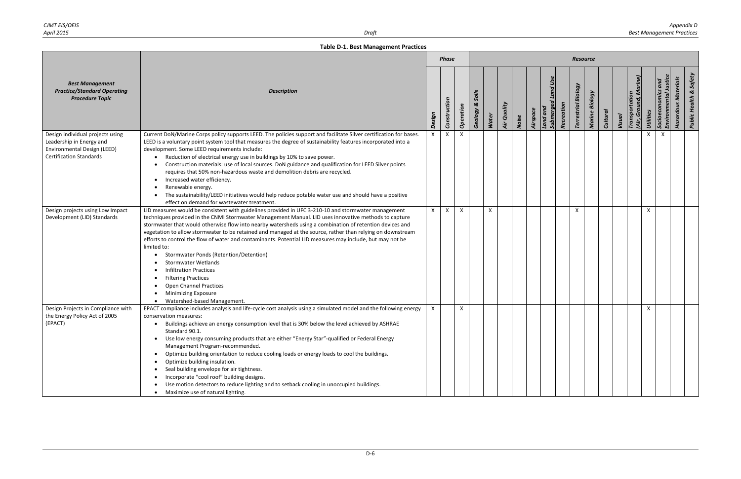**Table D-1. Best Management Practices**

| Best Management Practice/Standard Operating Procedure Topic | Description | Phase | | | Resource | | | | | | | | | | | | | | | | |
|---|---|---|---|---|---|---|---|---|---|---|---|---|---|---|---|---|---|---|---|---|---|
| | | Design | Construction | Operation | Geology & Soils | Water | Air Quality | Noise | Airspace | Land and Submerged Land Use | Recreation | Terrestrial Biology | Marine Biology | Cultural | Visual | Transportation (Air, Ground, Marine) | Utilities | Socioeconomics and Environmental Justice | Hazardous Materials | Public Health & Safety |
| Design individual projects using Leadership in Energy and Environmental Design (LEED) Certification Standards | Current DoN/Marine Corps policy supports LEED. The policies support and facilitate Silver certification for bases. LEED is a voluntary point system tool that measures the degree of sustainability features incorporated into a development. Some LEED requirements include:<br>• Reduction of electrical energy use in buildings by 10% to save power.<br>• Construction materials: use of local sources. DoN guidance and qualification for LEED Silver points requires that 50% non-hazardous waste and demolition debris are recycled.<br>• Increased water efficiency.<br>• Renewable energy.<br>• The sustainability/LEED initiatives would help reduce potable water use and should have a positive effect on demand for wastewater treatment. | X | X | X | | | | | | | | | | | | | X | X | | |
| Design projects using Low Impact Development (LID) Standards | LID measures would be consistent with guidelines provided in UFC 3-210-10 and stormwater management techniques provided in the CNMI Stormwater Management Manual. LID uses innovative methods to capture stormwater that would otherwise flow into nearby watersheds using a combination of retention devices and vegetation to allow stormwater to be retained and managed at the source, rather than relying on downstream efforts to control the flow of water and contaminants. Potential LID measures may include, but may not be limited to:<br>• Stormwater Ponds (Retention/Detention)<br>• Stormwater Wetlands<br>• Infiltration Practices<br>• Filtering Practices<br>• Open Channel Practices<br>• Minimizing Exposure<br>• Watershed-based Management. | X | X | X | | X | | | | | | X | | | | | X | | | |
| Design Projects in Compliance with the Energy Policy Act of 2005 (EPACT) | EPACT compliance includes analysis and life-cycle cost analysis using a simulated model and the following energy conservation measures:<br>• Buildings achieve an energy consumption level that is 30% below the level achieved by ASHRAE Standard 90.1.<br>• Use low energy consuming products that are either "Energy Star"-qualified or Federal Energy Management Program-recommended.<br>• Optimize building orientation to reduce cooling loads or energy loads to cool the buildings.<br>• Optimize building insulation.<br>• Seal building envelope for air tightness.<br>• Incorporate "cool roof" building designs.<br>• Use motion detectors to reduce lighting and to setback cooling in unoccupied buildings.<br>• Maximize use of natural lighting. | X | | X | | | | | | | | | | | | | X | | | |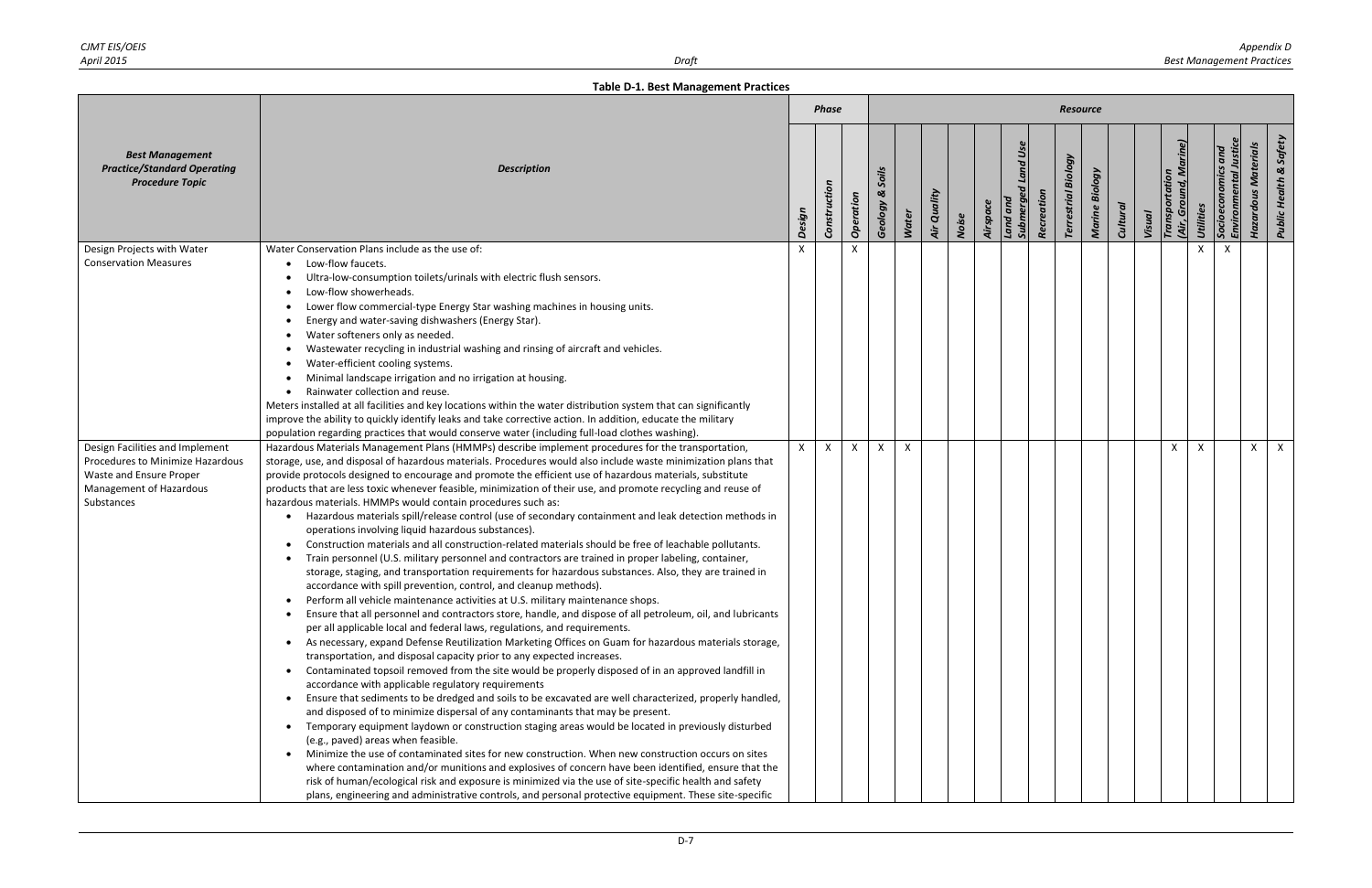**Table D-1. Best Management Practices**

| Best Management Practice/Standard Operating Procedure Topic | Description | Phase | | | Resource | | | | | | | | | | | | | | | | |
|---|---|---|---|---|---|---|---|---|---|---|---|---|---|---|---|---|---|---|---|---|---|
| | | Design | Construction | Operation | Geology & Soils | Water | Air Quality | Noise | Airspace | Land and Submerged Land Use | Recreation | Terrestrial Biology | Marine Biology | Cultural | Visual | Transportation (Air, Ground, Marine) | Utilities | Socioeconomics and Environmental Justice | Hazardous Materials | Public Health & Safety |
| Design Projects with Water Conservation Measures | Water Conservation Plans include as the use of:<br>• Low-flow faucets.<br>• Ultra-low-consumption toilets/urinals with electric flush sensors.<br>• Low-flow showerheads.<br>• Lower flow commercial-type Energy Star washing machines in housing units.<br>• Energy and water-saving dishwashers (Energy Star).<br>• Water softeners only as needed.<br>• Wastewater recycling in industrial washing and rinsing of aircraft and vehicles.<br>• Water-efficient cooling systems.<br>• Minimal landscape irrigation and no irrigation at housing.<br>• Rainwater collection and reuse.<br>Meters installed at all facilities and key locations within the water distribution system that can significantly improve the ability to quickly identify leaks and take corrective action. In addition, educate the military population regarding practices that would conserve water (including full-load clothes washing). | X | | X | | | | | | | | | | | | | X | X | | |
| Design Facilities and Implement Procedures to Minimize Hazardous Waste and Ensure Proper Management of Hazardous Substances | Hazardous Materials Management Plans (HMMPs) describe implement procedures for the transportation, storage, use, and disposal of hazardous materials. Procedures would also include waste minimization plans that provide protocols designed to encourage and promote the efficient use of hazardous materials, substitute products that are less toxic whenever feasible, minimization of their use, and promote recycling and reuse of hazardous materials. HMMPs would contain procedures such as:<br>• Hazardous materials spill/release control (use of secondary containment and leak detection methods in operations involving liquid hazardous substances).<br>• Construction materials and all construction-related materials should be free of leachable pollutants.<br>• Train personnel (U.S. military personnel and contractors are trained in proper labeling, container, storage, staging, and transportation requirements for hazardous substances. Also, they are trained in accordance with spill prevention, control, and cleanup methods).<br>• Perform all vehicle maintenance activities at U.S. military maintenance shops.<br>• Ensure that all personnel and contractors store, handle, and dispose of all petroleum, oil, and lubricants per all applicable local and federal laws, regulations, and requirements.<br>• As necessary, expand Defense Reutilization Marketing Offices on Guam for hazardous materials storage, transportation, and disposal capacity prior to any expected increases.<br>• Contaminated topsoil removed from the site would be properly disposed of in an approved landfill in accordance with applicable regulatory requirements<br>• Ensure that sediments to be dredged and soils to be excavated are well characterized, properly handled, and disposed of to minimize dispersal of any contaminants that may be present.<br>• Temporary equipment laydown or construction staging areas would be located in previously disturbed (e.g., paved) areas when feasible.<br>• Minimize the use of contaminated sites for new construction. When new construction occurs on sites where contamination and/or munitions and explosives of concern have been identified, ensure that the risk of human/ecological risk and exposure is minimized via the use of site-specific health and safety plans, engineering and administrative controls, and personal protective equipment. These site-specific | X | X | X | X | X | | | | | | | | | | X | X | | X | X |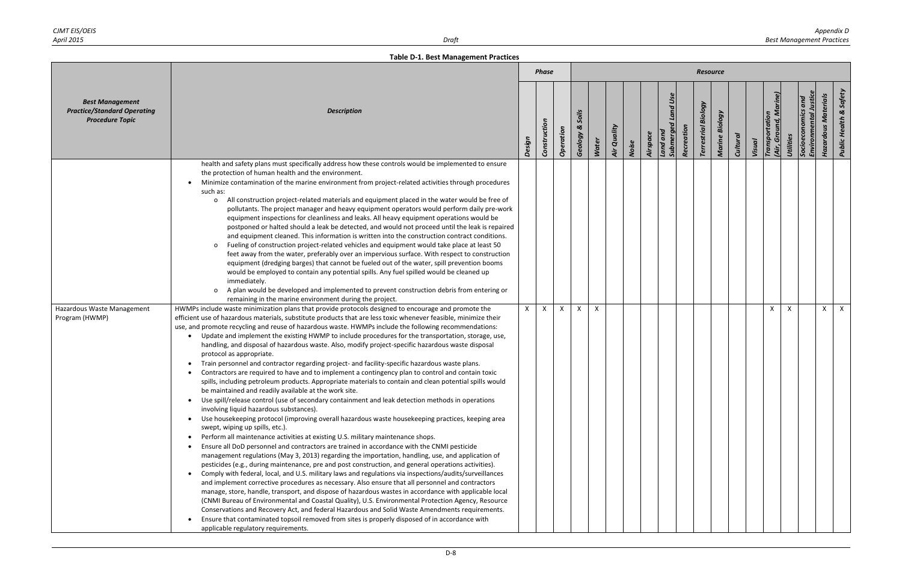**Table D-1. Best Management Practices**

| Best Management Practice/Standard Operating Procedure Topic | Description | Phase | | | Resource | | | | | | | | | | | | | | | | |
|---|---|---|---|---|---|---|---|---|---|---|---|---|---|---|---|---|---|---|---|---|---|
| | | Design | Construction | Operation | Geology & Soils | Water | Air Quality | Noise | Airspace | Land and Submerged Land Use | Recreation | Terrestrial Biology | Marine Biology | Cultural | Visual | Transportation (Air, Ground, Marine) | Utilities | Socioeconomics and Environmental Justice | Hazardous Materials | Public Health & Safety |
| | health and safety plans must specifically address how these controls would be implemented to ensure the protection of human health and the environment.<br>• Minimize contamination of the marine environment from project-related activities through procedures such as:<br>o All construction project-related materials and equipment placed in the water would be free of pollutants. The project manager and heavy equipment operators would perform daily pre-work equipment inspections for cleanliness and leaks. All heavy equipment operations would be postponed or halted should a leak be detected, and would not proceed until the leak is repaired and equipment cleaned. This information is written into the construction contract conditions.<br>o Fueling of construction project-related vehicles and equipment would take place at least 50 feet away from the water, preferably over an impervious surface. With respect to construction equipment (dredging barges) that cannot be fueled out of the water, spill prevention booms would be employed to contain any potential spills. Any fuel spilled would be cleaned up immediately.<br>o A plan would be developed and implemented to prevent construction debris from entering or remaining in the marine environment during the project. | | | | | | | | | | | | | | | | | | | |
| Hazardous Waste Management Program (HWMP) | HWMPs include waste minimization plans that provide protocols designed to encourage and promote the efficient use of hazardous materials, substitute products that are less toxic whenever feasible, minimize their use, and promote recycling and reuse of hazardous waste. HWMPs include the following recommendations:<br>• Update and implement the existing HWMP to include procedures for the transportation, storage, use, handling, and disposal of hazardous waste. Also, modify project-specific hazardous waste disposal protocol as appropriate.<br>• Train personnel and contractor regarding project- and facility-specific hazardous waste plans.<br>• Contractors are required to have and to implement a contingency plan to control and contain toxic spills, including petroleum products. Appropriate materials to contain and clean potential spills would be maintained and readily available at the work site.<br>• Use spill/release control (use of secondary containment and leak detection methods in operations involving liquid hazardous substances).<br>• Use housekeeping protocol (improving overall hazardous waste housekeeping practices, keeping area swept, wiping up spills, etc.).<br>• Perform all maintenance activities at existing U.S. military maintenance shops.<br>• Ensure all DoD personnel and contractors are trained in accordance with the CNMI pesticide management regulations (May 3, 2013) regarding the importation, handling, use, and application of pesticides (e.g., during maintenance, pre and post construction, and general operations activities).<br>• Comply with federal, local, and U.S. military laws and regulations via inspections/audits/surveillances and implement corrective procedures as necessary. Also ensure that all personnel and contractors manage, store, handle, transport, and dispose of hazardous wastes in accordance with applicable local (CNMI Bureau of Environmental and Coastal Quality), U.S. Environmental Protection Agency, Resource Conservations and Recovery Act, and federal Hazardous and Solid Waste Amendments requirements.<br>• Ensure that contaminated topsoil removed from sites is properly disposed of in accordance with applicable regulatory requirements. | X | X | X | X | X | | | | | | | | | | X | X | | X | X |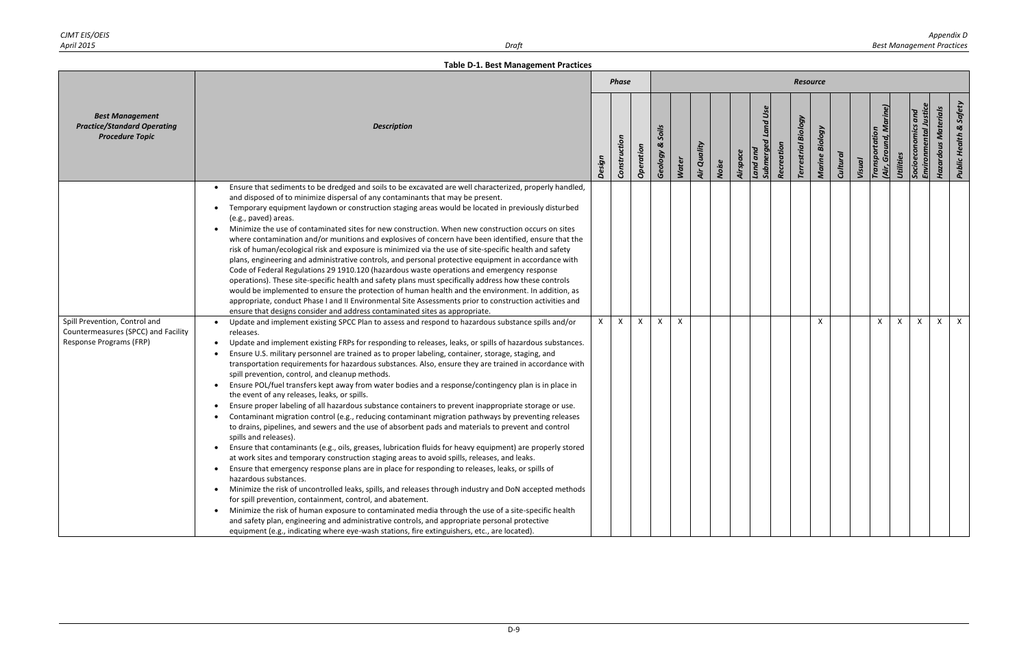**Table D-1. Best Management Practices**

| Best Management Practice/Standard Operating Procedure Topic | Description | Phase | | | Resource | | | | | | | | | | | | | | | | |
|---|---|---|---|---|---|---|---|---|---|---|---|---|---|---|---|---|---|---|---|---|---|
| | | Design | Construction | Operation | Geology & Soils | Water | Air Quality | Noise | Airspace | Land and Submerged Land Use | Recreation | Terrestrial Biology | Marine Biology | Cultural | Visual | Transportation (Air, Ground, Marine) | Utilities | Socioeconomics and Environmental Justice | Hazardous Materials | Public Health & Safety |
| | • Ensure that sediments to be dredged and soils to be excavated are well characterized, properly handled, and disposed of to minimize dispersal of any contaminants that may be present.<br>• Temporary equipment laydown or construction staging areas would be located in previously disturbed (e.g., paved) areas.<br>• Minimize the use of contaminated sites for new construction. When new construction occurs on sites where contamination and/or munitions and explosives of concern have been identified, ensure that the risk of human/ecological risk and exposure is minimized via the use of site-specific health and safety plans, engineering and administrative controls, and personal protective equipment in accordance with Code of Federal Regulations 29 1910.120 (hazardous waste operations and emergency response operations). These site-specific health and safety plans must specifically address how these controls would be implemented to ensure the protection of human health and the environment. In addition, as appropriate, conduct Phase I and II Environmental Site Assessments prior to construction activities and ensure that designs consider and address contaminated sites as appropriate. | | | | | | | | | | | | | | | | | | | |
| Spill Prevention, Control and Countermeasures (SPCC) and Facility Response Programs (FRP) | • Update and implement existing SPCC Plan to assess and respond to hazardous substance spills and/or releases.<br>• Update and implement existing FRPs for responding to releases, leaks, or spills of hazardous substances.<br>• Ensure U.S. military personnel are trained as to proper labeling, container, storage, staging, and transportation requirements for hazardous substances. Also, ensure they are trained in accordance with spill prevention, control, and cleanup methods.<br>• Ensure POL/fuel transfers kept away from water bodies and a response/contingency plan is in place in the event of any releases, leaks, or spills.<br>• Ensure proper labeling of all hazardous substance containers to prevent inappropriate storage or use.<br>• Contaminant migration control (e.g., reducing contaminant migration pathways by preventing releases to drains, pipelines, and sewers and the use of absorbent pads and materials to prevent and control spills and releases).<br>• Ensure that contaminants (e.g., oils, greases, lubrication fluids for heavy equipment) are properly stored at work sites and temporary construction staging areas to avoid spills, releases, and leaks.<br>• Ensure that emergency response plans are in place for responding to releases, leaks, or spills of hazardous substances.<br>• Minimize the risk of uncontrolled leaks, spills, and releases through industry and DoN accepted methods for spill prevention, containment, control, and abatement.<br>• Minimize the risk of human exposure to contaminated media through the use of a site-specific health and safety plan, engineering and administrative controls, and appropriate personal protective equipment (e.g., indicating where eye-wash stations, fire extinguishers, etc., are located). | X | X | X | X | X | | | | | | | X | | | X | X | X | X | X |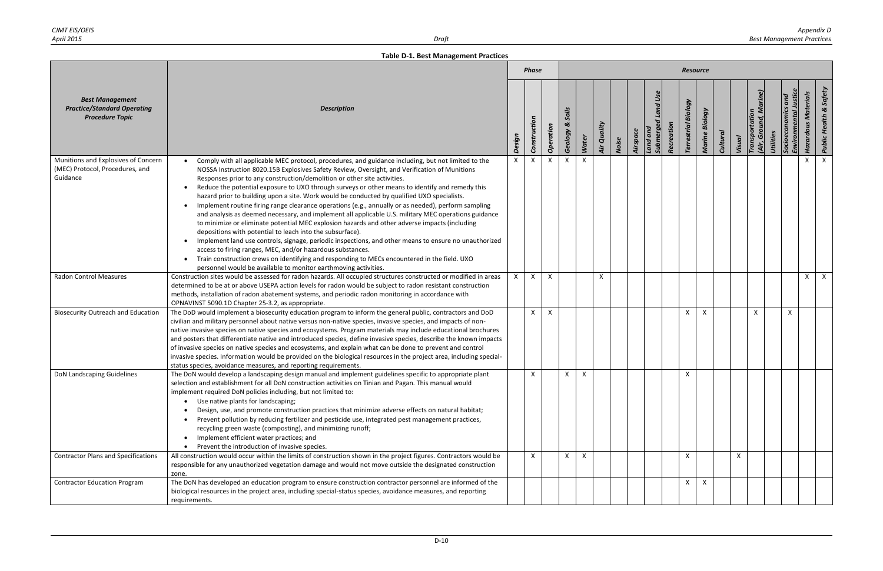**Table D-1. Best Management Practices**

| Best Management Practice/Standard Operating Procedure Topic | Description | Phase | | | Resource | | | | | | | | | | | | | | | | | |
|---|---|---|---|---|---|---|---|---|---|---|---|---|---|---|---|---|---|---|---|---|---|---|
| | | Design | Construction | Operation | Geology & Soils | Water | Air Quality | Noise | Airspace | Land and Submerged Land Use | Recreation | Terrestrial Biology | Marine Biology | Cultural | Visual | Transportation (Air, Ground, Marine) | Utilities | Socioeconomics and Environmental Justice | Hazardous Materials | Public Health & Safety |
| Munitions and Explosives of Concern (MEC) Protocol, Procedures, and Guidance | • Comply with all applicable MEC protocol, procedures, and guidance including, but not limited to the NOSSA Instruction 8020.15B Explosives Safety Review, Oversight, and Verification of Munitions Responses prior to any construction/demolition or other site activities.<br>• Reduce the potential exposure to UXO through surveys or other means to identify and remedy this hazard prior to building upon a site. Work would be conducted by qualified UXO specialists.<br>• Implement routine firing range clearance operations (e.g., annually or as needed), perform sampling and analysis as deemed necessary, and implement all applicable U.S. military MEC operations guidance to minimize or eliminate potential MEC explosion hazards and other adverse impacts (including depositions with potential to leach into the subsurface).<br>• Implement land use controls, signage, periodic inspections, and other means to ensure no unauthorized access to firing ranges, MEC, and/or hazardous substances.<br>• Train construction crews on identifying and responding to MECs encountered in the field. UXO personnel would be available to monitor earthmoving activities. | X | X | X | X | X | | | | | | | | | | | | | X | X |
| Radon Control Measures | Construction sites would be assessed for radon hazards. All occupied structures constructed or modified in areas determined to be at or above USEPA action levels for radon would be subject to radon resistant construction methods, installation of radon abatement systems, and periodic radon monitoring in accordance with OPNAVINST 5090.1D Chapter 25-3.2, as appropriate. | X | X | X | | | X | | | | | | | | | | | | X | X |
| Biosecurity Outreach and Education | The DoD would implement a biosecurity education program to inform the general public, contractors and DoD civilian and military personnel about native versus non-native species, invasive species, and impacts of non-native invasive species on native species and ecosystems. Program materials may include educational brochures and posters that differentiate native and introduced species, define invasive species, describe the known impacts of invasive species on native species and ecosystems, and explain what can be done to prevent and control invasive species. Information would be provided on the biological resources in the project area, including special-status species, avoidance measures, and reporting requirements. | | X | X | | | | | | | | X | X | | | X | | X | | |
| DoN Landscaping Guidelines | The DoN would develop a landscaping design manual and implement guidelines specific to appropriate plant selection and establishment for all DoN construction activities on Tinian and Pagan. This manual would implement required DoN policies including, but not limited to:<br>• Use native plants for landscaping;<br>• Design, use, and promote construction practices that minimize adverse effects on natural habitat;<br>• Prevent pollution by reducing fertilizer and pesticide use, integrated pest management practices, recycling green waste (composting), and minimizing runoff;<br>• Implement efficient water practices; and<br>• Prevent the introduction of invasive species. | | X | | X | X | | | | | | X | | | | | | | | |
| Contractor Plans and Specifications | All construction would occur within the limits of construction shown in the project figures. Contractors would be responsible for any unauthorized vegetation damage and would not move outside the designated construction zone. | | X | | X | X | | | | | | X | | | X | | | | | |
| Contractor Education Program | The DoN has developed an education program to ensure construction contractor personnel are informed of the biological resources in the project area, including special-status species, avoidance measures, and reporting requirements. | | | | | | | | | | | X | X | | | | | | | |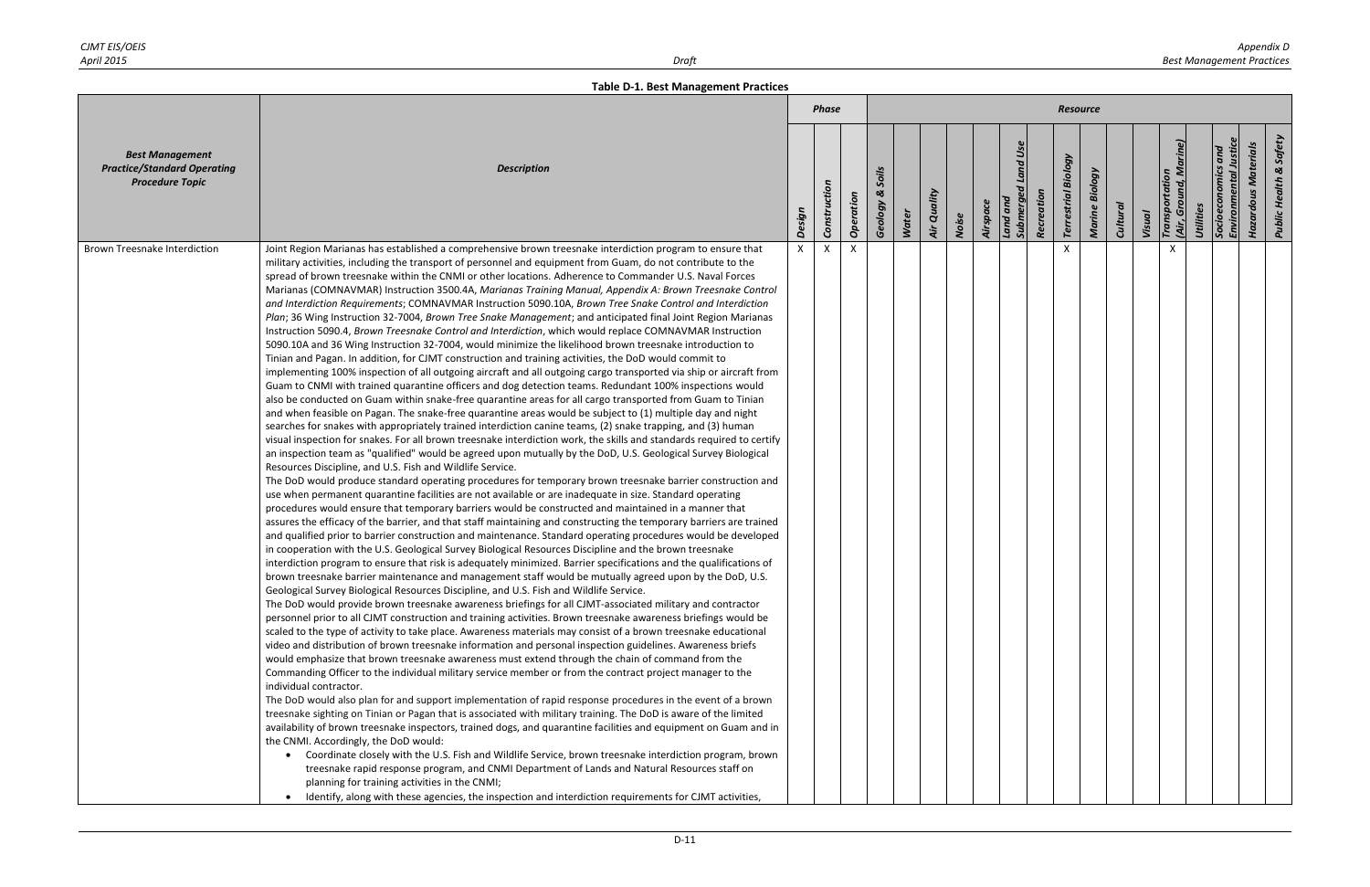**Table D-1. Best Management Practices**

| Best Management Practice/Standard Operating Procedure Topic | Description | Phase | | | Resource | | | | | | | | | | | | | | | | |
|---|---|---|---|---|---|---|---|---|---|---|---|---|---|---|---|---|---|---|---|---|---|
| | | Design | Construction | Operation | Geology & Soils | Water | Air Quality | Noise | Airspace | Land and Submerged Land Use | Recreation | Terrestrial Biology | Marine Biology | Cultural | Visual | Transportation (Air, Ground, Marine) | Utilities | Socioeconomics and Environmental Justice | Hazardous Materials | Public Health & Safety |
| Brown Treesnake Interdiction | Joint Region Marianas has established a comprehensive brown treesnake interdiction program to ensure that military activities, including the transport of personnel and equipment from Guam, do not contribute to the spread of brown treesnake within the CNMI or other locations. Adherence to Commander U.S. Naval Forces Marianas (COMNAVMAR) Instruction 3500.4A, *Marianas Training Manual, Appendix A: Brown Treesnake Control and Interdiction Requirements*; COMNAVMAR Instruction 5090.10A, *Brown Tree Snake Control and Interdiction Plan*; 36 Wing Instruction 32-7004, *Brown Tree Snake Management*; and anticipated final Joint Region Marianas Instruction 5090.4, *Brown Treesnake Control and Interdiction*, which would replace COMNAVMAR Instruction 5090.10A and 36 Wing Instruction 32-7004, would minimize the likelihood brown treesnake introduction to Tinian and Pagan. In addition, for CJMT construction and training activities, the DoD would commit to implementing 100% inspection of all outgoing aircraft and all outgoing cargo transported via ship or aircraft from Guam to CNMI with trained quarantine officers and dog detection teams. Redundant 100% inspections would also be conducted on Guam within snake-free quarantine areas for all cargo transported from Guam to Tinian and when feasible on Pagan. The snake-free quarantine areas would be subject to (1) multiple day and night searches for snakes with appropriately trained interdiction canine teams, (2) snake trapping, and (3) human visual inspection for snakes. For all brown treesnake interdiction work, the skills and standards required to certify an inspection team as "qualified" would be agreed upon mutually by the DoD, U.S. Geological Survey Biological Resources Discipline, and U.S. Fish and Wildlife Service.<br>The DoD would produce standard operating procedures for temporary brown treesnake barrier construction and use when permanent quarantine facilities are not available or are inadequate in size. Standard operating procedures would ensure that temporary barriers would be constructed and maintained in a manner that assures the efficacy of the barrier, and that staff maintaining and constructing the temporary barriers are trained and qualified prior to barrier construction and maintenance. Standard operating procedures would be developed in cooperation with the U.S. Geological Survey Biological Resources Discipline and the brown treesnake interdiction program to ensure that risk is adequately minimized. Barrier specifications and the qualifications of brown treesnake barrier maintenance and management staff would be mutually agreed upon by the DoD, U.S. Geological Survey Biological Resources Discipline, and U.S. Fish and Wildlife Service.<br>The DoD would provide brown treesnake awareness briefings for all CJMT-associated military and contractor personnel prior to all CJMT construction and training activities. Brown treesnake awareness briefings would be scaled to the type of activity to take place. Awareness materials may consist of a brown treesnake educational video and distribution of brown treesnake information and personal inspection guidelines. Awareness briefs would emphasize that brown treesnake awareness must extend through the chain of command from the Commanding Officer to the individual military service member or from the contract project manager to the individual contractor.<br>The DoD would also plan for and support implementation of rapid response procedures in the event of a brown treesnake sighting on Tinian or Pagan that is associated with military training. The DoD is aware of the limited availability of brown treesnake inspectors, trained dogs, and quarantine facilities and equipment on Guam and in the CNMI. Accordingly, the DoD would:<br>• Coordinate closely with the U.S. Fish and Wildlife Service, brown treesnake interdiction program, brown treesnake rapid response program, and CNMI Department of Lands and Natural Resources staff on planning for training activities in the CNMI;<br>• Identify, along with these agencies, the inspection and interdiction requirements for CJMT activities, | X | X | X | | | | | | | | X | | | | X | | | | |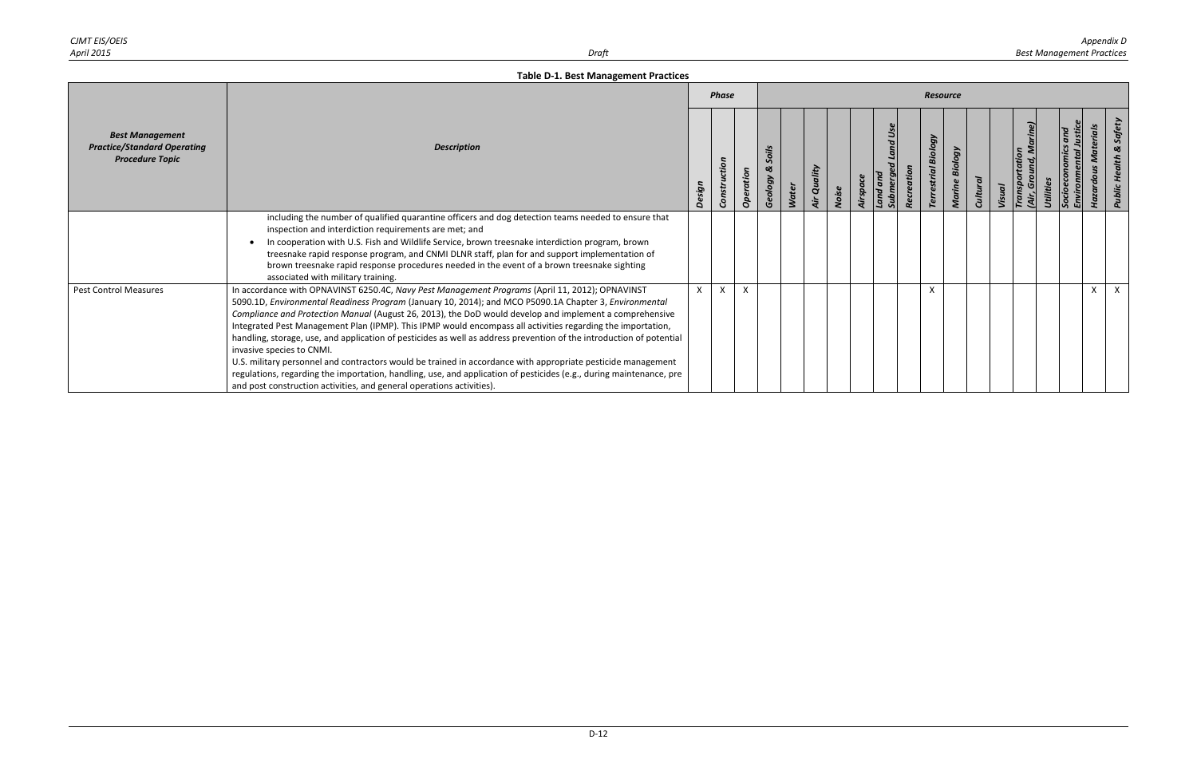**Table D-1. Best Management Practices**

| Best Management Practice/Standard Operating Procedure Topic | Description | Phase | | | Resource | | | | | | | | | | | | | | | | | |
|---|---|---|---|---|---|---|---|---|---|---|---|---|---|---|---|---|---|---|---|---|---|---|
| | | Design | Construction | Operation | Geology & Soils | Water | Air Quality | Noise | Airspace | Land and Submerged Land Use | Recreation | Terrestrial Biology | Marine Biology | Cultural | Visual | Transportation (Air, Ground, Marine) | Utilities | Socioeconomics and Environmental Justice | Hazardous Materials | Public Health & Safety |
| | including the number of qualified quarantine officers and dog detection teams needed to ensure that inspection and interdiction requirements are met; and<br>• In cooperation with U.S. Fish and Wildlife Service, brown treesnake interdiction program, brown treesnake rapid response program, and CNMI DLNR staff, plan for and support implementation of brown treesnake rapid response procedures needed in the event of a brown treesnake sighting associated with military training. | | | | | | | | | | | | | | | | | | | |
| Pest Control Measures | In accordance with OPNAVINST 6250.4C, *Navy Pest Management Programs* (April 11, 2012); OPNAVINST 5090.1D, *Environmental Readiness Program* (January 10, 2014); and MCO P5090.1A Chapter 3, *Environmental Compliance and Protection Manual* (August 26, 2013), the DoD would develop and implement a comprehensive Integrated Pest Management Plan (IPMP). This IPMP would encompass all activities regarding the importation, handling, storage, use, and application of pesticides as well as address prevention of the introduction of potential invasive species to CNMI.<br>U.S. military personnel and contractors would be trained in accordance with appropriate pesticide management regulations, regarding the importation, handling, use, and application of pesticides (e.g., during maintenance, pre and post construction activities, and general operations activities). | X | X | X | | | | | | | | X | | | | | | | X | X |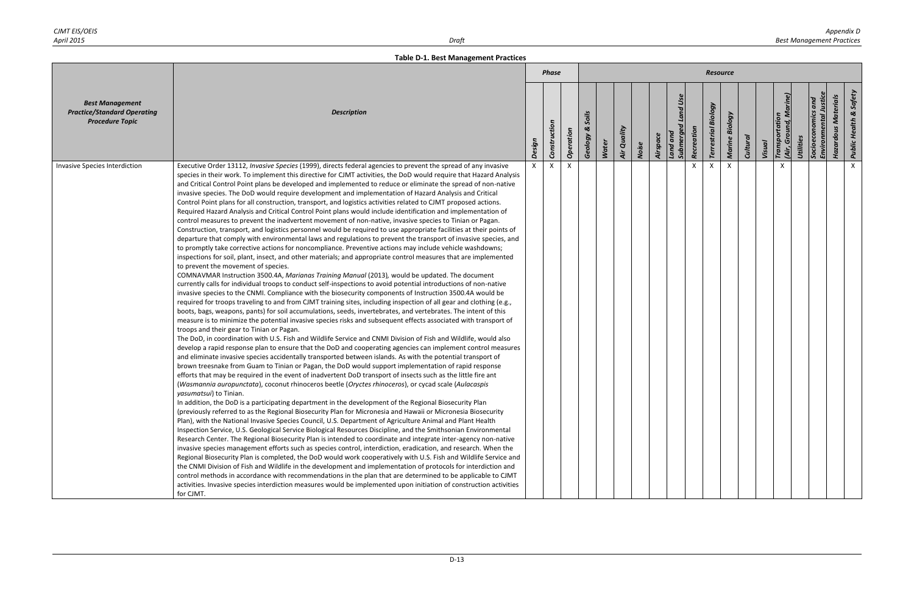**Table D-1. Best Management Practices**

| Best Management Practice/Standard Operating Procedure Topic | Description | Phase | | | Resource | | | | | | | | | | | | | | | |
|---|---|---|---|---|---|---|---|---|---|---|---|---|---|---|---|---|---|---|---|---|
| | | Design | Construction | Operation | Geology & Soils | Water | Air Quality | Noise | Airspace | Land and Submerged Land Use | Recreation | Terrestrial Biology | Marine Biology | Cultural | Visual | Transportation (Air, Ground, Marine) | Utilities | Socioeconomics and Environmental Justice | Hazardous Materials | Public Health & Safety |
| Invasive Species Interdiction | Executive Order 13112, *Invasive Species* (1999), directs federal agencies to prevent the spread of any invasive species in their work. To implement this directive for CJMT activities, the DoD would require that Hazard Analysis and Critical Control Point plans be developed and implemented to reduce or eliminate the spread of non-native invasive species. The DoD would require development and implementation of Hazard Analysis and Critical Control Point plans for all construction, transport, and logistics activities related to CJMT proposed actions. Required Hazard Analysis and Critical Control Point plans would include identification and implementation of control measures to prevent the inadvertent movement of non-native, invasive species to Tinian or Pagan. Construction, transport, and logistics personnel would be required to use appropriate facilities at their points of departure that comply with environmental laws and regulations to prevent the transport of invasive species, and to promptly take corrective actions for noncompliance. Preventive actions may include vehicle washdowns; inspections for soil, plant, insect, and other materials; and appropriate control measures that are implemented to prevent the movement of species.<br>COMNAVMAR Instruction 3500.4A, *Marianas Training Manual* (2013)*,* would be updated. The document currently calls for individual troops to conduct self-inspections to avoid potential introductions of non-native invasive species to the CNMI. Compliance with the biosecurity components of Instruction 3500.4A would be required for troops traveling to and from CJMT training sites, including inspection of all gear and clothing (e.g., boots, bags, weapons, pants) for soil accumulations, seeds, invertebrates, and vertebrates. The intent of this measure is to minimize the potential invasive species risks and subsequent effects associated with transport of troops and their gear to Tinian or Pagan.<br>The DoD, in coordination with U.S. Fish and Wildlife Service and CNMI Division of Fish and Wildlife, would also develop a rapid response plan to ensure that the DoD and cooperating agencies can implement control measures and eliminate invasive species accidentally transported between islands. As with the potential transport of brown treesnake from Guam to Tinian or Pagan, the DoD would support implementation of rapid response efforts that may be required in the event of inadvertent DoD transport of insects such as the little fire ant (*Wasmannia auropunctata*), coconut rhinoceros beetle (*Oryctes rhinoceros*), or cycad scale (*Aulacaspis yasumatsui*) to Tinian.<br>In addition, the DoD is a participating department in the development of the Regional Biosecurity Plan (previously referred to as the Regional Biosecurity Plan for Micronesia and Hawaii or Micronesia Biosecurity Plan), with the National Invasive Species Council, U.S. Department of Agriculture Animal and Plant Health Inspection Service, U.S. Geological Service Biological Resources Discipline, and the Smithsonian Environmental Research Center. The Regional Biosecurity Plan is intended to coordinate and integrate inter-agency non-native invasive species management efforts such as species control, interdiction, eradication, and research. When the Regional Biosecurity Plan is completed, the DoD would work cooperatively with U.S. Fish and Wildlife Service and the CNMI Division of Fish and Wildlife in the development and implementation of protocols for interdiction and control methods in accordance with recommendations in the plan that are determined to be applicable to CJMT activities. Invasive species interdiction measures would be implemented upon initiation of construction activities for CJMT. | X | X | X | | | | | | | X | X | X | | | X | | | | X |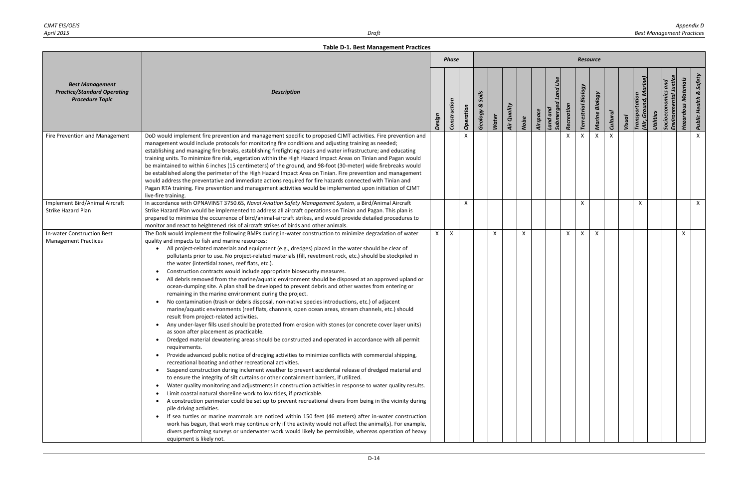**Table D-1. Best Management Practices**

| Best Management Practice/Standard Operating Procedure Topic | Description | Phase | | | Resource | | | | | | | | | | | | | | | | |
|---|---|---|---|---|---|---|---|---|---|---|---|---|---|---|---|---|---|---|---|---|---|
| | | Design | Construction | Operation | Geology & Soils | Water | Air Quality | Noise | Airspace | Land and Submerged Land Use | Recreation | Terrestrial Biology | Marine Biology | Cultural | Visual | Transportation (Air, Ground, Marine) | Utilities | Socioeconomics and Environmental Justice | Hazardous Materials | Public Health & Safety |
| Fire Prevention and Management | DoD would implement fire prevention and management specific to proposed CJMT activities. Fire prevention and management would include protocols for monitoring fire conditions and adjusting training as needed; establishing and managing fire breaks, establishing firefighting roads and water infrastructure; and educating training units. To minimize fire risk, vegetation within the High Hazard Impact Areas on Tinian and Pagan would be maintained to within 6 inches (15 centimeters) of the ground, and 98-foot (30-meter) wide firebreaks would be established along the perimeter of the High Hazard Impact Area on Tinian. Fire prevention and management would address the preventative and immediate actions required for fire hazards connected with Tinian and Pagan RTA training. Fire prevention and management activities would be implemented upon initiation of CJMT live-fire training. | | | X | | | | | | | X | X | X | X | | | | | | X |
| Implement Bird/Animal Aircraft Strike Hazard Plan | In accordance with OPNAVINST 3750.6S, *Naval Aviation Safety Management System*, a Bird/Animal Aircraft Strike Hazard Plan would be implemented to address all aircraft operations on Tinian and Pagan. This plan is prepared to minimize the occurrence of bird/animal-aircraft strikes, and would provide detailed procedures to monitor and react to heightened risk of aircraft strikes of birds and other animals. | | | X | | | | | | | | X | | | | X | | | | X |
| In-water Construction Best Management Practices | The DoN would implement the following BMPs during in-water construction to minimize degradation of water quality and impacts to fish and marine resources: • All project-related materials and equipment (e.g., dredges) placed in the water should be clear of pollutants prior to use. No project-related materials (fill, revetment rock, etc.) should be stockpiled in the water (intertidal zones, reef flats, etc.). • Construction contracts would include appropriate biosecurity measures. • All debris removed from the marine/aquatic environment should be disposed at an approved upland or ocean-dumping site. A plan shall be developed to prevent debris and other wastes from entering or remaining in the marine environment during the project. • No contamination (trash or debris disposal, non-native species introductions, etc.) of adjacent marine/aquatic environments (reef flats, channels, open ocean areas, stream channels, etc.) should result from project-related activities. • Any under-layer fills used should be protected from erosion with stones (or concrete cover layer units) as soon after placement as practicable. • Dredged material dewatering areas should be constructed and operated in accordance with all permit requirements. • Provide advanced public notice of dredging activities to minimize conflicts with commercial shipping, recreational boating and other recreational activities. • Suspend construction during inclement weather to prevent accidental release of dredged material and to ensure the integrity of silt curtains or other containment barriers, if utilized. • Water quality monitoring and adjustments in construction activities in response to water quality results. • Limit coastal natural shoreline work to low tides, if practicable. • A construction perimeter could be set up to prevent recreational divers from being in the vicinity during pile driving activities. • If sea turtles or marine mammals are noticed within 150 feet (46 meters) after in-water construction work has begun, that work may continue only if the activity would not affect the animal(s). For example, divers performing surveys or underwater work would likely be permissible, whereas operation of heavy equipment is likely not. | X | X | | | X | | X | | | X | X | X | | | | | | X | |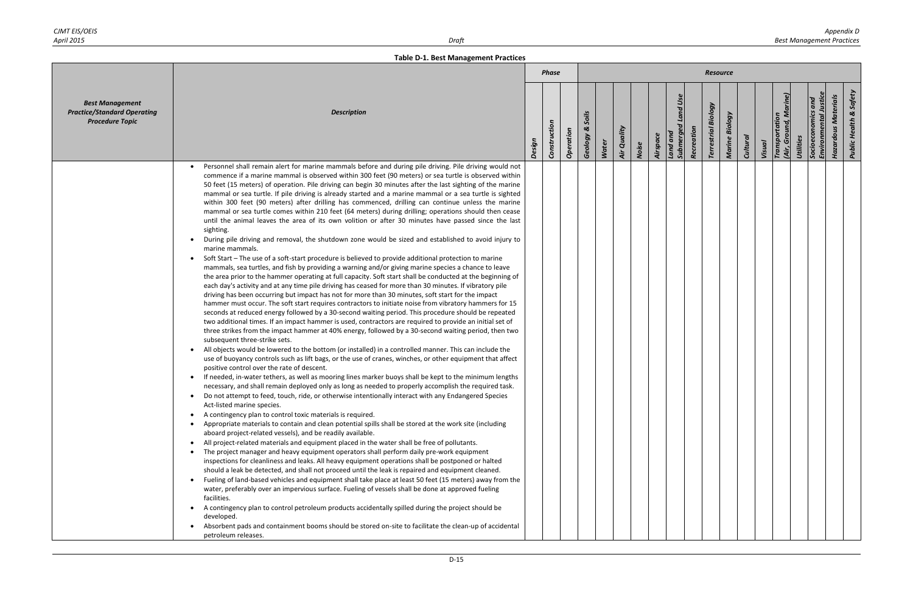**Table D-1. Best Management Practices**

| Best Management Practice/Standard Operating Procedure Topic | Description | Phase | | | Resource | | | | | | | | | | | | | | | | |
|---|---|---|---|---|---|---|---|---|---|---|---|---|---|---|---|---|---|---|---|---|---|
| | | Design | Construction | Operation | Geology & Soils | Water | Air Quality | Noise | Airspace | Land and Submerged Land Use | Recreation | Terrestrial Biology | Marine Biology | Cultural | Visual | Transportation (Air, Ground, Marine) | Utilities | Socioeconomics and Environmental Justice | Hazardous Materials | Public Health & Safety |
| | • Personnel shall remain alert for marine mammals before and during pile driving. Pile driving would not commence if a marine mammal is observed within 300 feet (90 meters) or sea turtle is observed within 50 feet (15 meters) of operation. Pile driving can begin 30 minutes after the last sighting of the marine mammal or sea turtle. If pile driving is already started and a marine mammal or a sea turtle is sighted within 300 feet (90 meters) after drilling has commenced, drilling can continue unless the marine mammal or sea turtle comes within 210 feet (64 meters) during drilling; operations should then cease until the animal leaves the area of its own volition or after 30 minutes have passed since the last sighting.<br>• During pile driving and removal, the shutdown zone would be sized and established to avoid injury to marine mammals.<br>• Soft Start – The use of a soft-start procedure is believed to provide additional protection to marine mammals, sea turtles, and fish by providing a warning and/or giving marine species a chance to leave the area prior to the hammer operating at full capacity. Soft start shall be conducted at the beginning of each day's activity and at any time pile driving has ceased for more than 30 minutes. If vibratory pile driving has been occurring but impact has not for more than 30 minutes, soft start for the impact hammer must occur. The soft start requires contractors to initiate noise from vibratory hammers for 15 seconds at reduced energy followed by a 30-second waiting period. This procedure should be repeated two additional times. If an impact hammer is used, contractors are required to provide an initial set of three strikes from the impact hammer at 40% energy, followed by a 30-second waiting period, then two subsequent three-strike sets.<br>• All objects would be lowered to the bottom (or installed) in a controlled manner. This can include the use of buoyancy controls such as lift bags, or the use of cranes, winches, or other equipment that affect positive control over the rate of descent.<br>• If needed, in-water tethers, as well as mooring lines marker buoys shall be kept to the minimum lengths necessary, and shall remain deployed only as long as needed to properly accomplish the required task.<br>• Do not attempt to feed, touch, ride, or otherwise intentionally interact with any Endangered Species Act-listed marine species.<br>• A contingency plan to control toxic materials is required.<br>• Appropriate materials to contain and clean potential spills shall be stored at the work site (including aboard project-related vessels), and be readily available.<br>• All project-related materials and equipment placed in the water shall be free of pollutants.<br>• The project manager and heavy equipment operators shall perform daily pre-work equipment inspections for cleanliness and leaks. All heavy equipment operations shall be postponed or halted should a leak be detected, and shall not proceed until the leak is repaired and equipment cleaned.<br>• Fueling of land-based vehicles and equipment shall take place at least 50 feet (15 meters) away from the water, preferably over an impervious surface. Fueling of vessels shall be done at approved fueling facilities.<br>• A contingency plan to control petroleum products accidentally spilled during the project should be developed.<br>• Absorbent pads and containment booms should be stored on-site to facilitate the clean-up of accidental petroleum releases. | | | | | | | | | | | | | | | | | | | |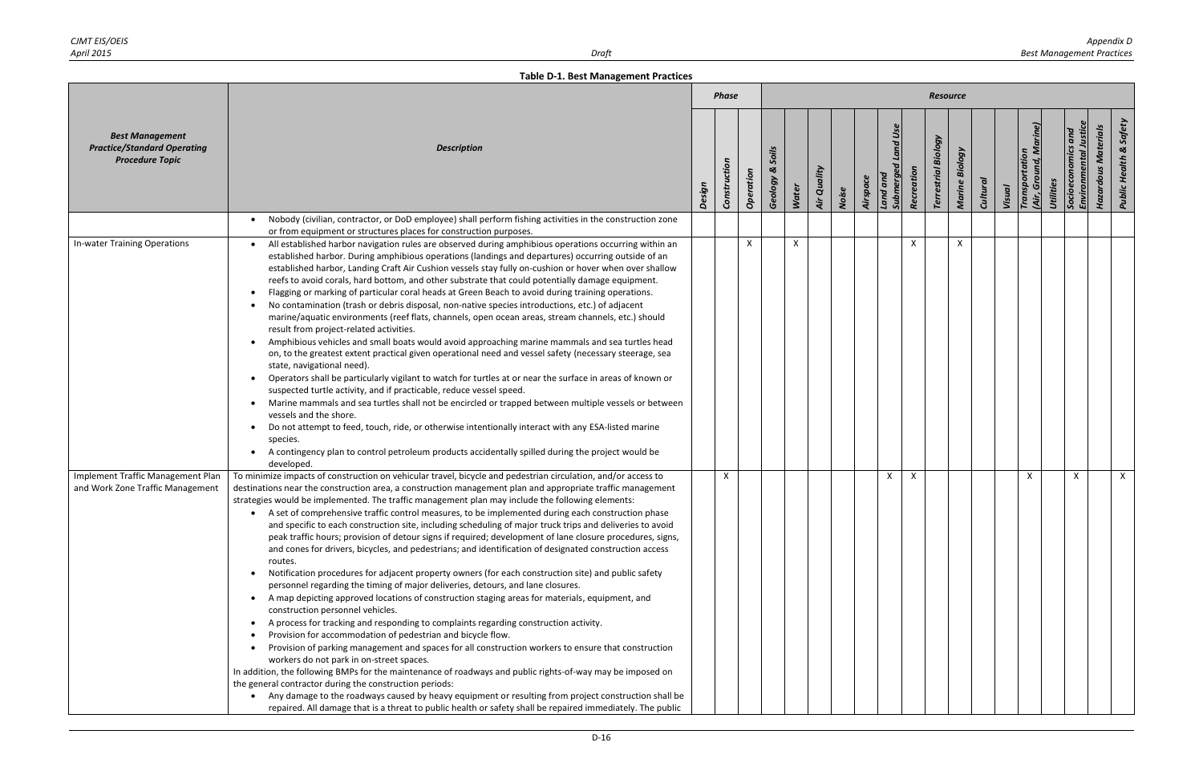**Table D-1. Best Management Practices**

| Best Management Practice/Standard Operating Procedure Topic | Description | Phase: Design | Phase: Construction | Phase: Operation | Resource: Geology & Soils | Water | Air Quality | Noise | Airspace | Land and Submerged Land Use | Recreation | Terrestrial Biology | Marine Biology | Cultural | Visual | Transportation (Air, Ground, Marine) | Utilities | Socioeconomics and Environmental Justice | Hazardous Materials | Public Health & Safety |
|---|---|---|---|---|---|---|---|---|---|---|---|---|---|---|---|---|---|---|---|---|
| | • Nobody (civilian, contractor, or DoD employee) shall perform fishing activities in the construction zone or from equipment or structures places for construction purposes. | | | | | | | | | | | | | | | | | | | |
| In-water Training Operations | • All established harbor navigation rules are observed during amphibious operations occurring within an established harbor. During amphibious operations (landings and departures) occurring outside of an established harbor, Landing Craft Air Cushion vessels stay fully on-cushion or hover when over shallow reefs to avoid corals, hard bottom, and other substrate that could potentially damage equipment.<br>• Flagging or marking of particular coral heads at Green Beach to avoid during training operations.<br>• No contamination (trash or debris disposal, non-native species introductions, etc.) of adjacent marine/aquatic environments (reef flats, channels, open ocean areas, stream channels, etc.) should result from project-related activities.<br>• Amphibious vehicles and small boats would avoid approaching marine mammals and sea turtles head on, to the greatest extent practical given operational need and vessel safety (necessary steerage, sea state, navigational need).<br>• Operators shall be particularly vigilant to watch for turtles at or near the surface in areas of known or suspected turtle activity, and if practicable, reduce vessel speed.<br>• Marine mammals and sea turtles shall not be encircled or trapped between multiple vessels or between vessels and the shore.<br>• Do not attempt to feed, touch, ride, or otherwise intentionally interact with any ESA-listed marine species.<br>• A contingency plan to control petroleum products accidentally spilled during the project would be developed. | | | X | | X | | | | | X | | X | | | | | | | |
| Implement Traffic Management Plan and Work Zone Traffic Management | To minimize impacts of construction on vehicular travel, bicycle and pedestrian circulation, and/or access to destinations near the construction area, a construction management plan and appropriate traffic management strategies would be implemented. The traffic management plan may include the following elements:<br>• A set of comprehensive traffic control measures, to be implemented during each construction phase and specific to each construction site, including scheduling of major truck trips and deliveries to avoid peak traffic hours; provision of detour signs if required; development of lane closure procedures, signs, and cones for drivers, bicycles, and pedestrians; and identification of designated construction access routes.<br>• Notification procedures for adjacent property owners (for each construction site) and public safety personnel regarding the timing of major deliveries, detours, and lane closures.<br>• A map depicting approved locations of construction staging areas for materials, equipment, and construction personnel vehicles.<br>• A process for tracking and responding to complaints regarding construction activity.<br>• Provision for accommodation of pedestrian and bicycle flow.<br>• Provision of parking management and spaces for all construction workers to ensure that construction workers do not park in on-street spaces.<br>In addition, the following BMPs for the maintenance of roadways and public rights-of-way may be imposed on the general contractor during the construction periods:<br>• Any damage to the roadways caused by heavy equipment or resulting from project construction shall be repaired. All damage that is a threat to public health or safety shall be repaired immediately. The public | | X | | | | | | | X | X | | | | | X | | X | | X |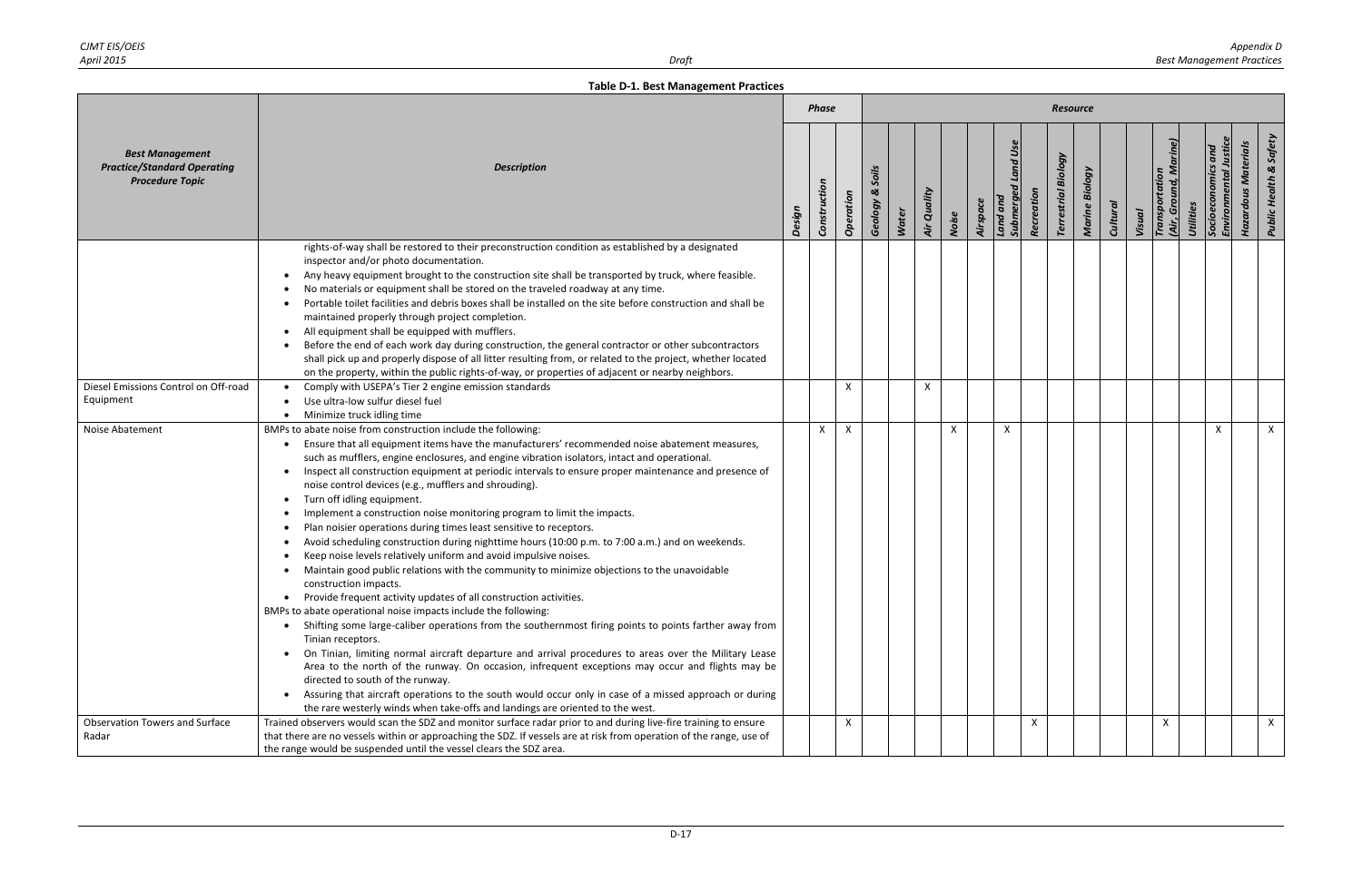**Table D-1. Best Management Practices**

| Best Management Practice/Standard Operating Procedure Topic | Description | Phase | | | Resource | | | | | | | | | | | | | | | | | |
|---|---|---|---|---|---|---|---|---|---|---|---|---|---|---|---|---|---|---|---|---|---|---|
| | | Design | Construction | Operation | Geology & Soils | Water | Air Quality | Noise | Airspace | Land and Submerged Land Use | Recreation | Terrestrial Biology | Marine Biology | Cultural | Visual | Transportation (Air, Ground, Marine) | Utilities | Socioeconomics and Environmental Justice | Hazardous Materials | Public Health & Safety |
| | rights-of-way shall be restored to their preconstruction condition as established by a designated inspector and/or photo documentation.<br>• Any heavy equipment brought to the construction site shall be transported by truck, where feasible.<br>• No materials or equipment shall be stored on the traveled roadway at any time.<br>• Portable toilet facilities and debris boxes shall be installed on the site before construction and shall be maintained properly through project completion.<br>• All equipment shall be equipped with mufflers.<br>• Before the end of each work day during construction, the general contractor or other subcontractors shall pick up and properly dispose of all litter resulting from, or related to the project, whether located on the property, within the public rights-of-way, or properties of adjacent or nearby neighbors. | | | | | | | | | | | | | | | | | | | |
| Diesel Emissions Control on Off-road Equipment | • Comply with USEPA's Tier 2 engine emission standards<br>• Use ultra-low sulfur diesel fuel<br>• Minimize truck idling time | | | X | | | X | | | | | | | | | | | | | |
| Noise Abatement | BMPs to abate noise from construction include the following:<br>• Ensure that all equipment items have the manufacturers' recommended noise abatement measures, such as mufflers, engine enclosures, and engine vibration isolators, intact and operational.<br>• Inspect all construction equipment at periodic intervals to ensure proper maintenance and presence of noise control devices (e.g., mufflers and shrouding).<br>• Turn off idling equipment.<br>• Implement a construction noise monitoring program to limit the impacts.<br>• Plan noisier operations during times least sensitive to receptors.<br>• Avoid scheduling construction during nighttime hours (10:00 p.m. to 7:00 a.m.) and on weekends.<br>• Keep noise levels relatively uniform and avoid impulsive noises.<br>• Maintain good public relations with the community to minimize objections to the unavoidable construction impacts.<br>• Provide frequent activity updates of all construction activities.<br>BMPs to abate operational noise impacts include the following:<br>• Shifting some large-caliber operations from the southernmost firing points to points farther away from Tinian receptors.<br>• On Tinian, limiting normal aircraft departure and arrival procedures to areas over the Military Lease Area to the north of the runway. On occasion, infrequent exceptions may occur and flights may be directed to south of the runway.<br>• Assuring that aircraft operations to the south would occur only in case of a missed approach or during the rare westerly winds when take-offs and landings are oriented to the west. | | X | X | | | | X | | X | | | | | | | | X | | X |
| Observation Towers and Surface Radar | Trained observers would scan the SDZ and monitor surface radar prior to and during live-fire training to ensure that there are no vessels within or approaching the SDZ. If vessels are at risk from operation of the range, use of the range would be suspended until the vessel clears the SDZ area. | | | X | | | | | | | X | | | | | X | | | | X |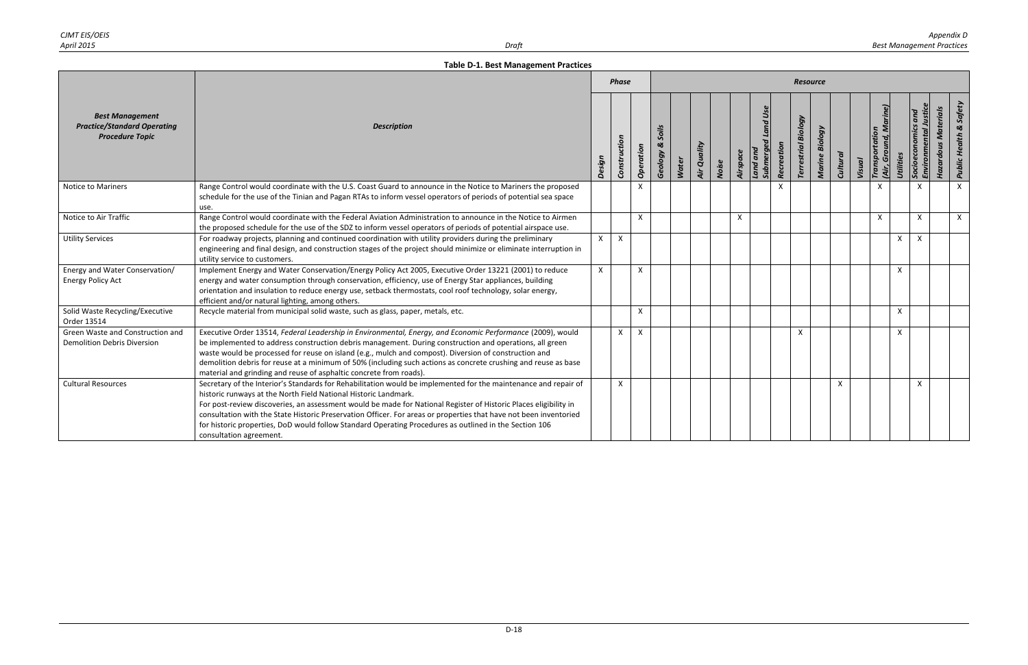**Table D-1. Best Management Practices**

| *Best Management Practice/Standard Operating Procedure Topic* | *Description* | *Phase* | | | *Resource* | | | | | | | | | | | | | | | | |
|---|---|---|---|---|---|---|---|---|---|---|---|---|---|---|---|---|---|---|---|---|---|
| | | *Design* | *Construction* | *Operation* | *Geology & Soils* | *Water* | *Air Quality* | *Noise* | *Airspace* | *Land and Submerged Land Use* | *Recreation* | *Terrestrial Biology* | *Marine Biology* | *Cultural* | *Visual* | *Transportation (Air, Ground, Marine)* | *Utilities* | *Socioeconomics and Environmental Justice* | *Hazardous Materials* | *Public Health & Safety* |
| Notice to Mariners | Range Control would coordinate with the U.S. Coast Guard to announce in the Notice to Mariners the proposed schedule for the use of the Tinian and Pagan RTAs to inform vessel operators of periods of potential sea space use. | | | X | | | | | | | X | | | | | X | | X | | X |
| Notice to Air Traffic | Range Control would coordinate with the Federal Aviation Administration to announce in the Notice to Airmen the proposed schedule for the use of the SDZ to inform vessel operators of periods of potential airspace use. | | | X | | | | | X | | | | | | | X | | X | | X |
| Utility Services | For roadway projects, planning and continued coordination with utility providers during the preliminary engineering and final design, and construction stages of the project should minimize or eliminate interruption in utility service to customers. | X | X | | | | | | | | | | | | | | X | X | | |
| Energy and Water Conservation/ Energy Policy Act | Implement Energy and Water Conservation/Energy Policy Act 2005, Executive Order 13221 (2001) to reduce energy and water consumption through conservation, efficiency, use of Energy Star appliances, building orientation and insulation to reduce energy use, setback thermostats, cool roof technology, solar energy, efficient and/or natural lighting, among others. | X | | X | | | | | | | | | | | | | X | | | |
| Solid Waste Recycling/Executive Order 13514 | Recycle material from municipal solid waste, such as glass, paper, metals, etc. | | | X | | | | | | | | | | | | | X | | | |
| Green Waste and Construction and Demolition Debris Diversion | Executive Order 13514, *Federal Leadership in Environmental, Energy, and Economic Performance* (2009), would be implemented to address construction debris management. During construction and operations, all green waste would be processed for reuse on island (e.g., mulch and compost). Diversion of construction and demolition debris for reuse at a minimum of 50% (including such actions as concrete crushing and reuse as base material and grinding and reuse of asphaltic concrete from roads). | | X | X | | | | | | | | X | | | | | X | | | |
| Cultural Resources | Secretary of the Interior's Standards for Rehabilitation would be implemented for the maintenance and repair of historic runways at the North Field National Historic Landmark.<br>For post-review discoveries, an assessment would be made for National Register of Historic Places eligibility in consultation with the State Historic Preservation Officer. For areas or properties that have not been inventoried for historic properties, DoD would follow Standard Operating Procedures as outlined in the Section 106 consultation agreement. | | X | | | | | | | | | | | X | | | | X | | |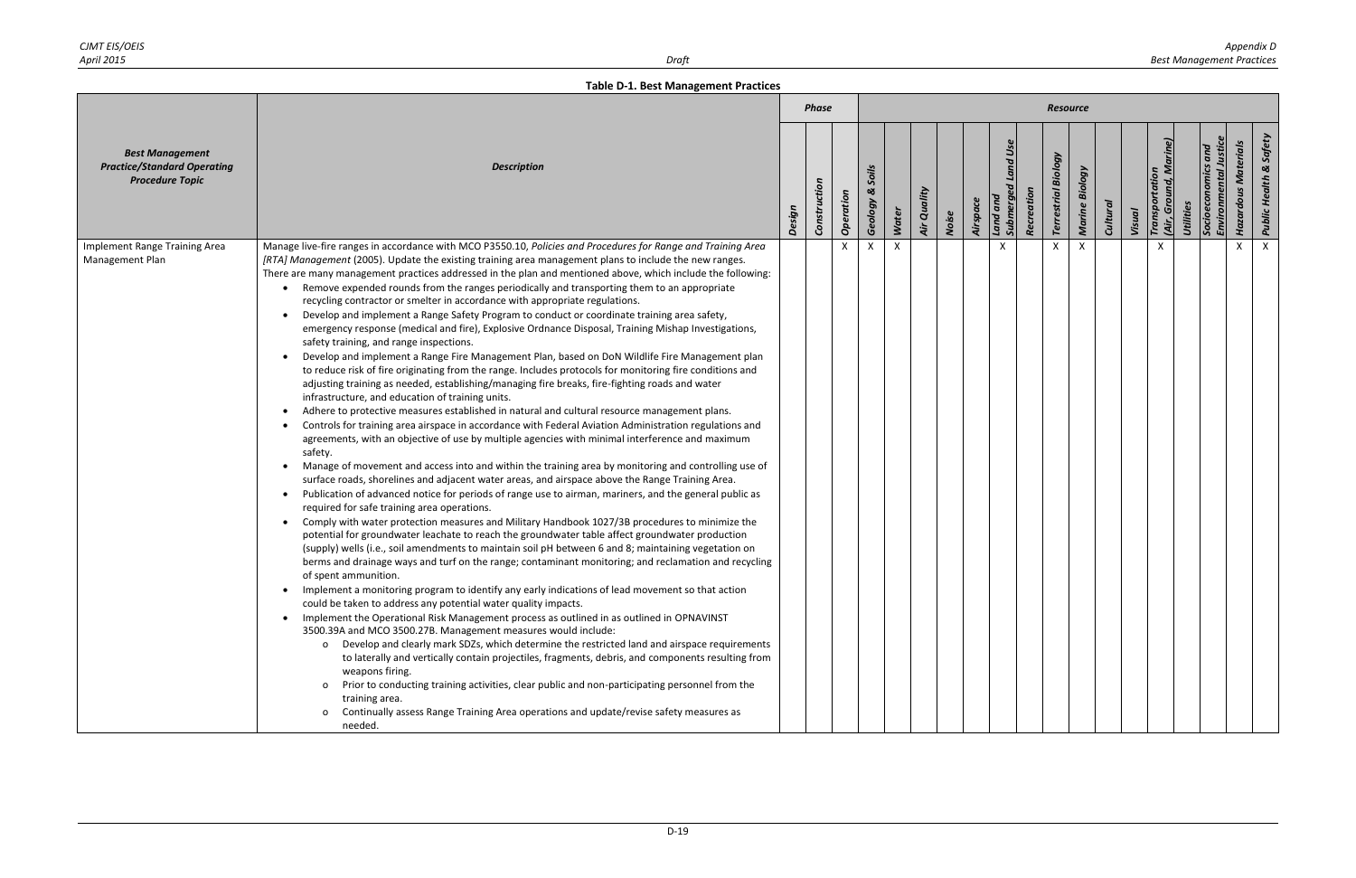**Table D-1. Best Management Practices**

| Best Management Practice/Standard Operating Procedure Topic | Description | Phase | | | Resource | | | | | | | | | | | | | | | | |
|---|---|---|---|---|---|---|---|---|---|---|---|---|---|---|---|---|---|---|---|---|---|
| | | Design | Construction | Operation | Geology & Soils | Water | Air Quality | Noise | Airspace | Land and Submerged Land Use | Recreation | Terrestrial Biology | Marine Biology | Cultural | Visual | Transportation (Air, Ground, Marine) | Utilities | Socioeconomics and Environmental Justice | Hazardous Materials | Public Health & Safety |
| Implement Range Training Area Management Plan | Manage live-fire ranges in accordance with MCO P3550.10, *Policies and Procedures for Range and Training Area [RTA] Management* (2005). Update the existing training area management plans to include the new ranges. There are many management practices addressed in the plan and mentioned above, which include the following:<br>• Remove expended rounds from the ranges periodically and transporting them to an appropriate recycling contractor or smelter in accordance with appropriate regulations.<br>• Develop and implement a Range Safety Program to conduct or coordinate training area safety, emergency response (medical and fire), Explosive Ordnance Disposal, Training Mishap Investigations, safety training, and range inspections.<br>• Develop and implement a Range Fire Management Plan, based on DoN Wildlife Fire Management plan to reduce risk of fire originating from the range. Includes protocols for monitoring fire conditions and adjusting training as needed, establishing/managing fire breaks, fire-fighting roads and water infrastructure, and education of training units.<br>• Adhere to protective measures established in natural and cultural resource management plans.<br>• Controls for training area airspace in accordance with Federal Aviation Administration regulations and agreements, with an objective of use by multiple agencies with minimal interference and maximum safety.<br>• Manage of movement and access into and within the training area by monitoring and controlling use of surface roads, shorelines and adjacent water areas, and airspace above the Range Training Area.<br>• Publication of advanced notice for periods of range use to airman, mariners, and the general public as required for safe training area operations.<br>• Comply with water protection measures and Military Handbook 1027/3B procedures to minimize the potential for groundwater leachate to reach the groundwater table affect groundwater production (supply) wells (i.e., soil amendments to maintain soil pH between 6 and 8; maintaining vegetation on berms and drainage ways and turf on the range; contaminant monitoring; and reclamation and recycling of spent ammunition.<br>• Implement a monitoring program to identify any early indications of lead movement so that action could be taken to address any potential water quality impacts.<br>• Implement the Operational Risk Management process as outlined in as outlined in OPNAVINST 3500.39A and MCO 3500.27B. Management measures would include:<br>  o Develop and clearly mark SDZs, which determine the restricted land and airspace requirements to laterally and vertically contain projectiles, fragments, debris, and components resulting from weapons firing.<br>  o Prior to conducting training activities, clear public and non-participating personnel from the training area.<br>  o Continually assess Range Training Area operations and update/revise safety measures as needed. | | | X | X | X | | | | X | | X | X | | | X | | | X | X |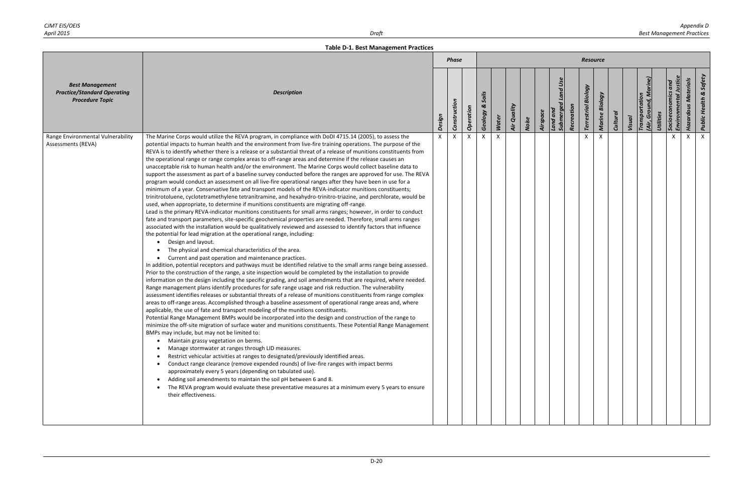**Table D-1. Best Management Practices**

| Best Management Practice/Standard Operating Procedure Topic | Description | Phase | | | Resource | | | | | | | | | | | | | | | | | |
|---|---|---|---|---|---|---|---|---|---|---|---|---|---|---|---|---|---|---|---|---|---|---|
| | | Design | Construction | Operation | Geology & Soils | Water | Air Quality | Noise | Airspace | Land and Submerged Land Use | Recreation | Terrestrial Biology | Marine Biology | Cultural | Visual | Transportation (Air, Ground, Marine) | Utilities | Socioeconomics and Environmental Justice | Hazardous Materials | Public Health & Safety |
| Range Environmental Vulnerability Assessments (REVA) | The Marine Corps would utilize the REVA program, in compliance with DoDI 4715.14 (2005), to assess the potential impacts to human health and the environment from live-fire training operations. The purpose of the REVA is to identify whether there is a release or a substantial threat of a release of munitions constituents from the operational range or range complex areas to off-range areas and determine if the release causes an unacceptable risk to human health and/or the environment. The Marine Corps would collect baseline data to support the assessment as part of a baseline survey conducted before the ranges are approved for use. The REVA program would conduct an assessment on all live-fire operational ranges after they have been in use for a minimum of a year. Conservative fate and transport models of the REVA-indicator munitions constituents; trinitrotoluene, cyclotetramethylene tetranitramine, and hexahydro-trinitro-triazine, and perchlorate, would be used, when appropriate, to determine if munitions constituents are migrating off-range.<br>Lead is the primary REVA-indicator munitions constituents for small arms ranges; however, in order to conduct fate and transport parameters, site-specific geochemical properties are needed. Therefore, small arms ranges associated with the installation would be qualitatively reviewed and assessed to identify factors that influence the potential for lead migration at the operational range, including:<br>• Design and layout.<br>• The physical and chemical characteristics of the area.<br>• Current and past operation and maintenance practices.<br>In addition, potential receptors and pathways must be identified relative to the small arms range being assessed. Prior to the construction of the range, a site inspection would be completed by the installation to provide information on the design including the specific grading, and soil amendments that are required, where needed. Range management plans identify procedures for safe range usage and risk reduction. The vulnerability assessment identifies releases or substantial threats of a release of munitions constituents from range complex areas to off-range areas. Accomplished through a baseline assessment of operational range areas and, where applicable, the use of fate and transport modeling of the munitions constituents.<br>Potential Range Management BMPs would be incorporated into the design and construction of the range to minimize the off-site migration of surface water and munitions constituents. These Potential Range Management BMPs may include, but may not be limited to:<br>• Maintain grassy vegetation on berms.<br>• Manage stormwater at ranges through LID measures.<br>• Restrict vehicular activities at ranges to designated/previously identified areas.<br>• Conduct range clearance (remove expended rounds) of live-fire ranges with impact berms approximately every 5 years (depending on tabulated use).<br>• Adding soil amendments to maintain the soil pH between 6 and 8.<br>• The REVA program would evaluate these preventative measures at a minimum every 5 years to ensure their effectiveness. | X | X | X | X | X | | | | | | X | X | | | | | X | X | X |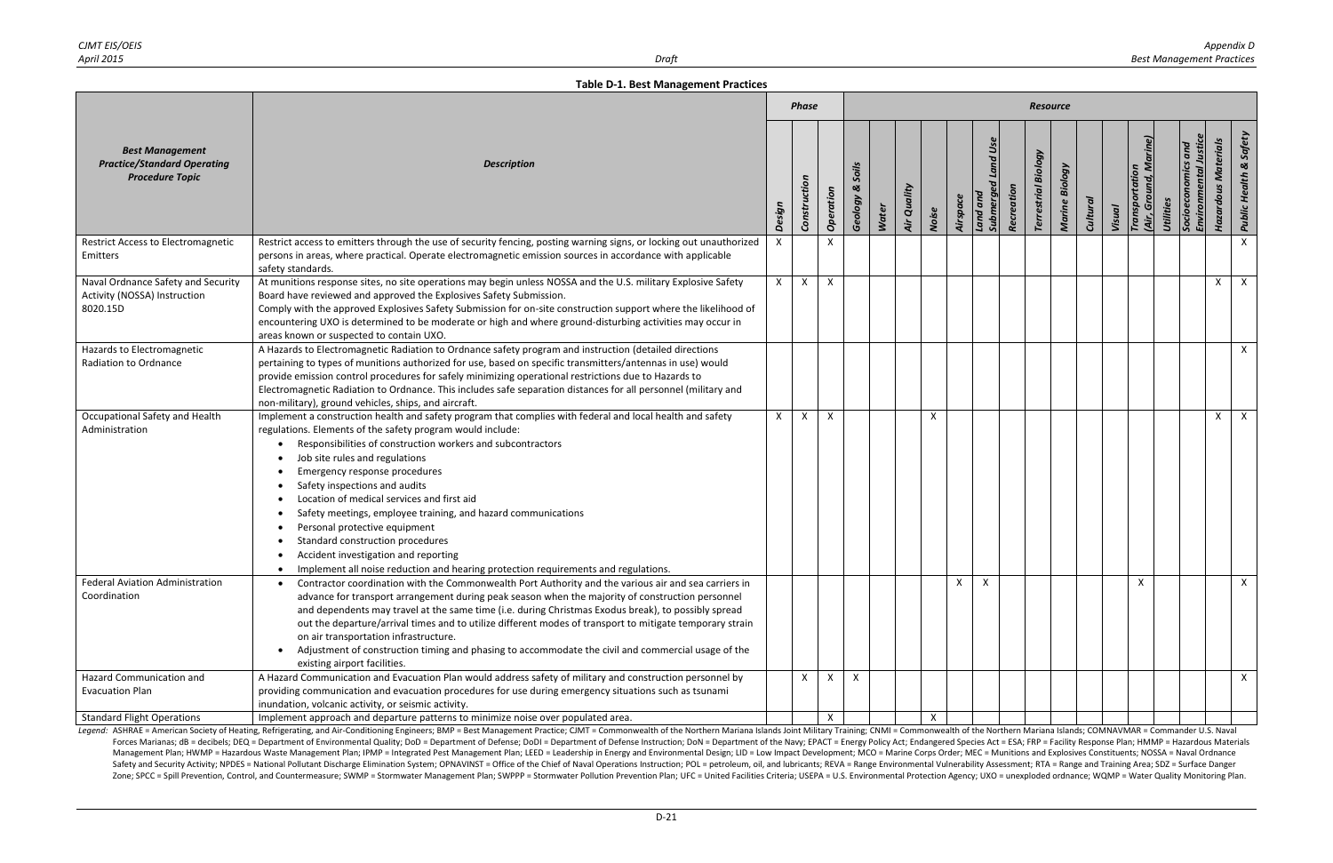**Table D-1. Best Management Practices**

| Best Management Practice/Standard Operating Procedure Topic | Description | Phase | | | Resource | | | | | | | | | | | | | | | | |
|---|---|---|---|---|---|---|---|---|---|---|---|---|---|---|---|---|---|---|---|---|---|
| | | Design | Construction | Operation | Geology & Soils | Water | Air Quality | Noise | Airspace | Land and Submerged Land Use | Recreation | Terrestrial Biology | Marine Biology | Cultural | Visual | Transportation (Air, Ground, Marine) | Utilities | Socioeconomics and Environmental Justice | Hazardous Materials | Public Health & Safety |
| Restrict Access to Electromagnetic Emitters | Restrict access to emitters through the use of security fencing, posting warning signs, or locking out unauthorized persons in areas, where practical. Operate electromagnetic emission sources in accordance with applicable safety standards. | X | | X | | | | | | | | | | | | | | | | X |
| Naval Ordnance Safety and Security Activity (NOSSA) Instruction 8020.15D | At munitions response sites, no site operations may begin unless NOSSA and the U.S. military Explosive Safety Board have reviewed and approved the Explosives Safety Submission.<br>Comply with the approved Explosives Safety Submission for on-site construction support where the likelihood of encountering UXO is determined to be moderate or high and where ground-disturbing activities may occur in areas known or suspected to contain UXO. | X | X | X | | | | | | | | | | | | | | | X | X |
| Hazards to Electromagnetic Radiation to Ordnance | A Hazards to Electromagnetic Radiation to Ordnance safety program and instruction (detailed directions pertaining to types of munitions authorized for use, based on specific transmitters/antennas in use) would provide emission control procedures for safely minimizing operational restrictions due to Hazards to Electromagnetic Radiation to Ordnance. This includes safe separation distances for all personnel (military and non-military), ground vehicles, ships, and aircraft. | | | | | | | | | | | | | | | | | | | X |
| Occupational Safety and Health Administration | Implement a construction health and safety program that complies with federal and local health and safety regulations. Elements of the safety program would include:<br>• Responsibilities of construction workers and subcontractors<br>• Job site rules and regulations<br>• Emergency response procedures<br>• Safety inspections and audits<br>• Location of medical services and first aid<br>• Safety meetings, employee training, and hazard communications<br>• Personal protective equipment<br>• Standard construction procedures<br>• Accident investigation and reporting<br>• Implement all noise reduction and hearing protection requirements and regulations. | X | X | X | | | | X | | | | | | | | | | | X | X |
| Federal Aviation Administration Coordination | • Contractor coordination with the Commonwealth Port Authority and the various air and sea carriers in advance for transport arrangement during peak season when the majority of construction personnel and dependents may travel at the same time (i.e. during Christmas Exodus break), to possibly spread out the departure/arrival times and to utilize different modes of transport to mitigate temporary strain on air transportation infrastructure.<br>• Adjustment of construction timing and phasing to accommodate the civil and commercial usage of the existing airport facilities. | | | | | | | | X | X | | | | | | X | | | | X |
| Hazard Communication and Evacuation Plan | A Hazard Communication and Evacuation Plan would address safety of military and construction personnel by providing communication and evacuation procedures for use during emergency situations such as tsunami inundation, volcanic activity, or seismic activity. | | X | X | X | | | | | | | | | | | | | | | X |
| Standard Flight Operations | Implement approach and departure patterns to minimize noise over populated area. | | | X | | | | X | | | | | | | | | | | | |

*Legend:* ASHRAE = American Society of Heating, Refrigerating, and Air-Conditioning Engineers; BMP = Best Management Practice; CJMT = Commonwealth of the Northern Mariana Islands Joint Military Training; CNMI = Commonwealth of the Northern Mariana Islands; COMNAVMAR = Commander U.S. Naval Forces Marianas; dB = decibels; DEQ = Department of Environmental Quality; DoD = Department of Defense; DoDI = Department of Defense Instruction; DoN = Department of the Navy; EPACT = Energy Policy Act; Endangered Species Act = ESA; FRP = Facility Response Plan; HMMP = Hazardous Materials Management Plan; HWMP = Hazardous Waste Management Plan; IPMP = Integrated Pest Management Plan; LEED = Leadership in Energy and Environmental Design; LID = Low Impact Development; MCO = Marine Corps Order; MEC = Munitions and Explosives Constituents; NOSSA = Naval Ordnance Safety and Security Activity; NPDES = National Pollutant Discharge Elimination System; OPNAVINST = Office of the Chief of Naval Operations Instruction; POL = petroleum, oil, and lubricants; REVA = Range Environmental Vulnerability Assessment; RTA = Range and Training Area; SDZ = Surface Danger Zone; SPCC = Spill Prevention, Control, and Countermeasure; SWMP = Stormwater Management Plan; SWPPP = Stormwater Pollution Prevention Plan; UFC = United Facilities Criteria; USEPA = U.S. Environmental Protection Agency; UXO = unexploded ordnance; WQMP = Water Quality Monitoring Plan.